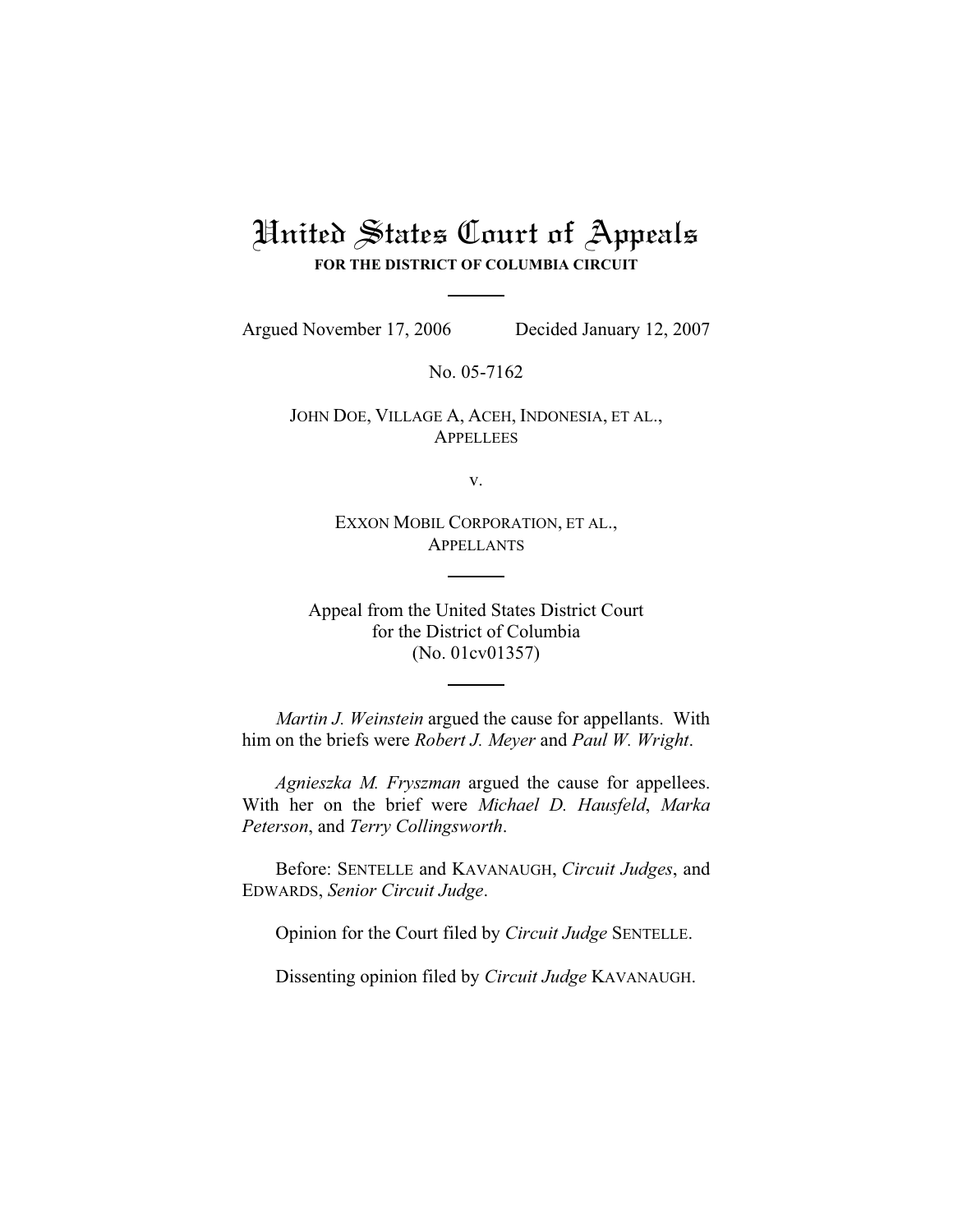# United States Court of Appeals
**FOR THE DISTRICT OF COLUMBIA CIRCUIT**

Argued November 17, 2006 Decided January 12, 2007

No. 05-7162

JOHN DOE, VILLAGE A, ACEH, INDONESIA, ET AL.,
APPELLEES

v.

EXXON MOBIL CORPORATION, ET AL.,
APPELLANTS

Appeal from the United States District Court
for the District of Columbia
(No. 01cv01357)

*Martin J. Weinstein* argued the cause for appellants. With him on the briefs were *Robert J. Meyer* and *Paul W. Wright*.

*Agnieszka M. Fryszman* argued the cause for appellees. With her on the brief were *Michael D. Hausfeld*, *Marka Peterson*, and *Terry Collingsworth*.

Before: SENTELLE and KAVANAUGH, *Circuit Judges*, and EDWARDS, *Senior Circuit Judge*.

Opinion for the Court filed by *Circuit Judge* SENTELLE.

Dissenting opinion filed by *Circuit Judge* KAVANAUGH.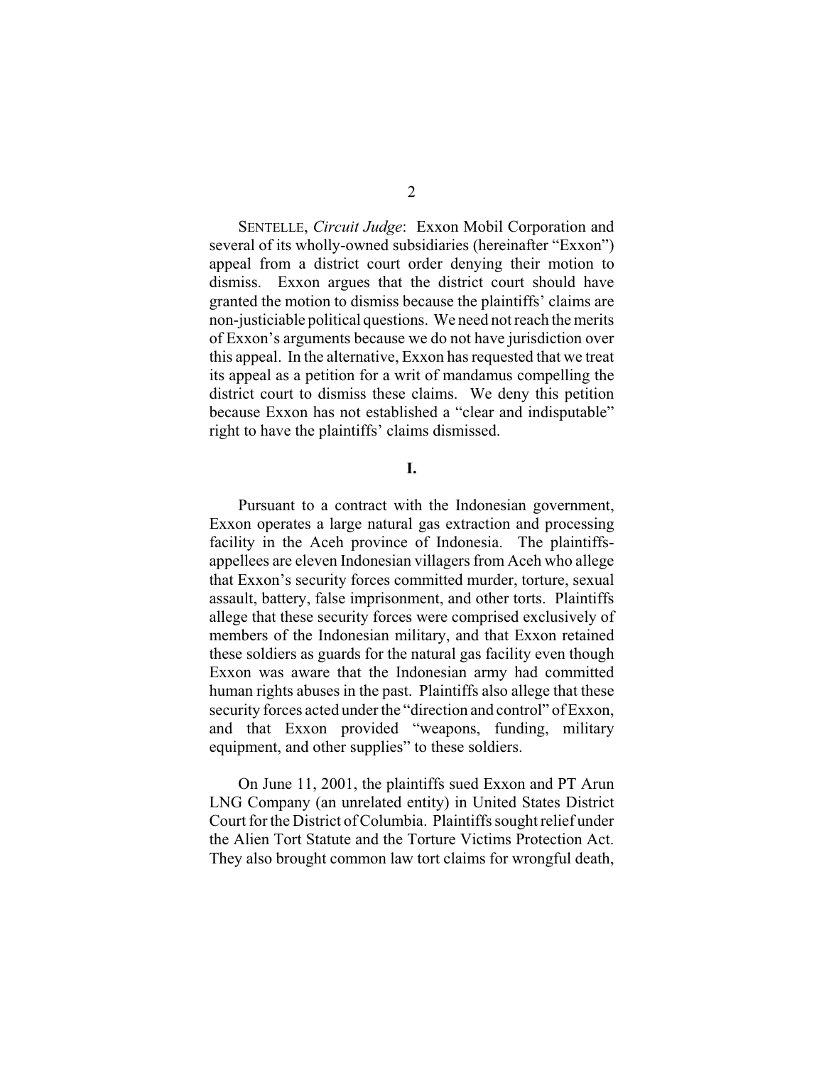SENTELLE, *Circuit Judge*: Exxon Mobil Corporation and several of its wholly-owned subsidiaries (hereinafter "Exxon") appeal from a district court order denying their motion to dismiss. Exxon argues that the district court should have granted the motion to dismiss because the plaintiffs' claims are non-justiciable political questions. We need not reach the merits of Exxon's arguments because we do not have jurisdiction over this appeal. In the alternative, Exxon has requested that we treat its appeal as a petition for a writ of mandamus compelling the district court to dismiss these claims. We deny this petition because Exxon has not established a "clear and indisputable" right to have the plaintiffs' claims dismissed.

## I.

Pursuant to a contract with the Indonesian government, Exxon operates a large natural gas extraction and processing facility in the Aceh province of Indonesia. The plaintiffs-appellees are eleven Indonesian villagers from Aceh who allege that Exxon's security forces committed murder, torture, sexual assault, battery, false imprisonment, and other torts. Plaintiffs allege that these security forces were comprised exclusively of members of the Indonesian military, and that Exxon retained these soldiers as guards for the natural gas facility even though Exxon was aware that the Indonesian army had committed human rights abuses in the past. Plaintiffs also allege that these security forces acted under the "direction and control" of Exxon, and that Exxon provided "weapons, funding, military equipment, and other supplies" to these soldiers.

On June 11, 2001, the plaintiffs sued Exxon and PT Arun LNG Company (an unrelated entity) in United States District Court for the District of Columbia. Plaintiffs sought relief under the Alien Tort Statute and the Torture Victims Protection Act. They also brought common law tort claims for wrongful death,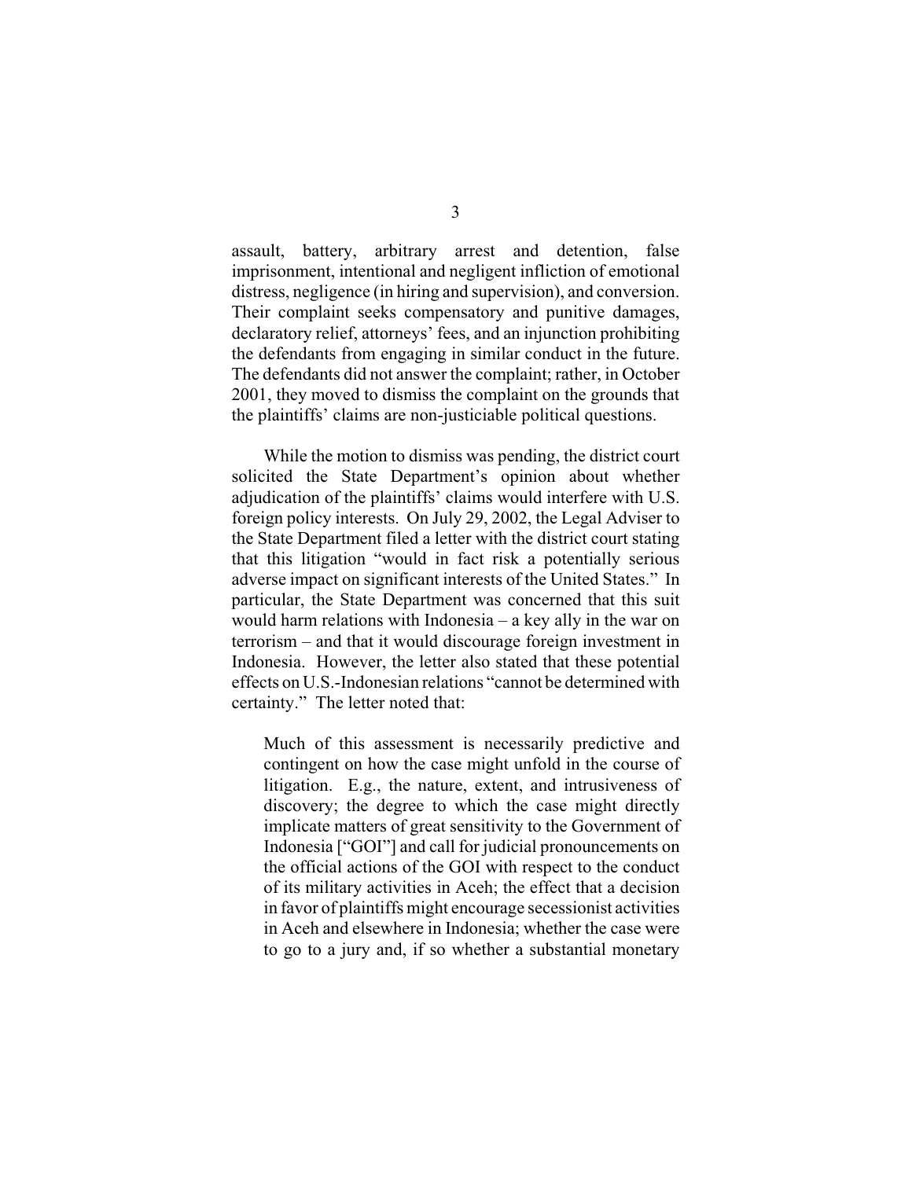assault, battery, arbitrary arrest and detention, false imprisonment, intentional and negligent infliction of emotional distress, negligence (in hiring and supervision), and conversion. Their complaint seeks compensatory and punitive damages, declaratory relief, attorneys' fees, and an injunction prohibiting the defendants from engaging in similar conduct in the future. The defendants did not answer the complaint; rather, in October 2001, they moved to dismiss the complaint on the grounds that the plaintiffs' claims are non-justiciable political questions.

While the motion to dismiss was pending, the district court solicited the State Department's opinion about whether adjudication of the plaintiffs' claims would interfere with U.S. foreign policy interests. On July 29, 2002, the Legal Adviser to the State Department filed a letter with the district court stating that this litigation "would in fact risk a potentially serious adverse impact on significant interests of the United States." In particular, the State Department was concerned that this suit would harm relations with Indonesia – a key ally in the war on terrorism – and that it would discourage foreign investment in Indonesia. However, the letter also stated that these potential effects on U.S.-Indonesian relations "cannot be determined with certainty." The letter noted that:

> Much of this assessment is necessarily predictive and contingent on how the case might unfold in the course of litigation. E.g., the nature, extent, and intrusiveness of discovery; the degree to which the case might directly implicate matters of great sensitivity to the Government of Indonesia ["GOI"] and call for judicial pronouncements on the official actions of the GOI with respect to the conduct of its military activities in Aceh; the effect that a decision in favor of plaintiffs might encourage secessionist activities in Aceh and elsewhere in Indonesia; whether the case were to go to a jury and, if so whether a substantial monetary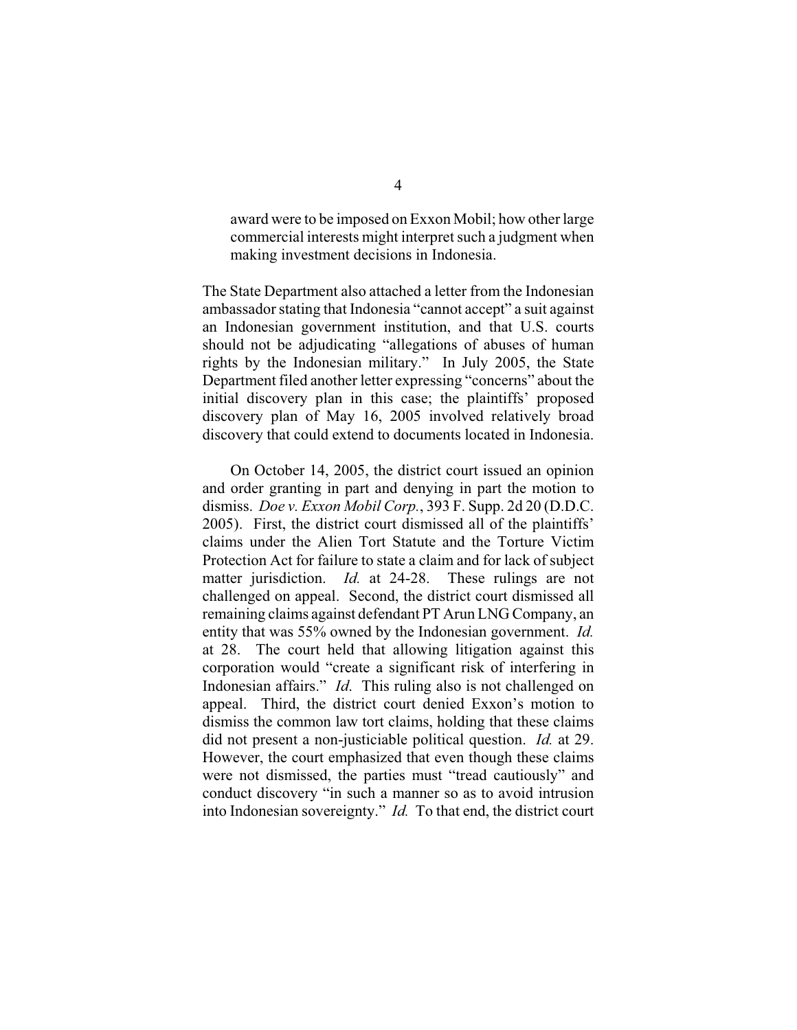award were to be imposed on Exxon Mobil; how other large commercial interests might interpret such a judgment when making investment decisions in Indonesia.

The State Department also attached a letter from the Indonesian ambassador stating that Indonesia "cannot accept" a suit against an Indonesian government institution, and that U.S. courts should not be adjudicating "allegations of abuses of human rights by the Indonesian military." In July 2005, the State Department filed another letter expressing "concerns" about the initial discovery plan in this case; the plaintiffs' proposed discovery plan of May 16, 2005 involved relatively broad discovery that could extend to documents located in Indonesia.

On October 14, 2005, the district court issued an opinion and order granting in part and denying in part the motion to dismiss. *Doe v. Exxon Mobil Corp.*, 393 F. Supp. 2d 20 (D.D.C. 2005). First, the district court dismissed all of the plaintiffs' claims under the Alien Tort Statute and the Torture Victim Protection Act for failure to state a claim and for lack of subject matter jurisdiction. *Id.* at 24-28. These rulings are not challenged on appeal. Second, the district court dismissed all remaining claims against defendant PT Arun LNG Company, an entity that was 55% owned by the Indonesian government. *Id.* at 28. The court held that allowing litigation against this corporation would "create a significant risk of interfering in Indonesian affairs." *Id.* This ruling also is not challenged on appeal. Third, the district court denied Exxon's motion to dismiss the common law tort claims, holding that these claims did not present a non-justiciable political question. *Id.* at 29. However, the court emphasized that even though these claims were not dismissed, the parties must "tread cautiously" and conduct discovery "in such a manner so as to avoid intrusion into Indonesian sovereignty." *Id.* To that end, the district court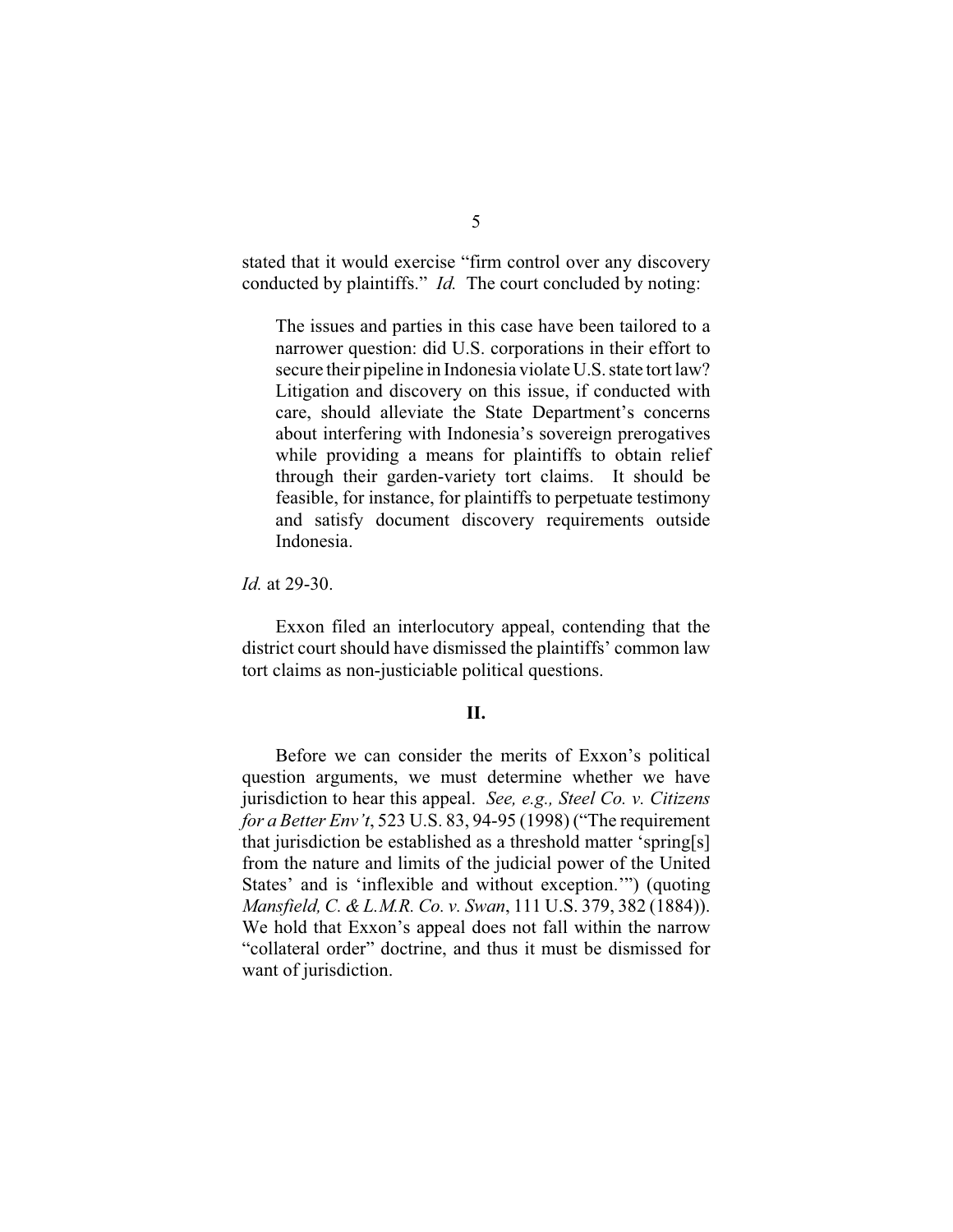stated that it would exercise "firm control over any discovery conducted by plaintiffs." *Id.* The court concluded by noting:

> The issues and parties in this case have been tailored to a narrower question: did U.S. corporations in their effort to secure their pipeline in Indonesia violate U.S. state tort law? Litigation and discovery on this issue, if conducted with care, should alleviate the State Department's concerns about interfering with Indonesia's sovereign prerogatives while providing a means for plaintiffs to obtain relief through their garden-variety tort claims. It should be feasible, for instance, for plaintiffs to perpetuate testimony and satisfy document discovery requirements outside Indonesia.

*Id.* at 29-30.

Exxon filed an interlocutory appeal, contending that the district court should have dismissed the plaintiffs' common law tort claims as non-justiciable political questions.

## II.

Before we can consider the merits of Exxon's political question arguments, we must determine whether we have jurisdiction to hear this appeal. *See, e.g., Steel Co. v. Citizens for a Better Env't*, 523 U.S. 83, 94-95 (1998) ("The requirement that jurisdiction be established as a threshold matter 'spring[s] from the nature and limits of the judicial power of the United States' and is 'inflexible and without exception.'") (quoting *Mansfield, C. & L.M.R. Co. v. Swan*, 111 U.S. 379, 382 (1884)). We hold that Exxon's appeal does not fall within the narrow "collateral order" doctrine, and thus it must be dismissed for want of jurisdiction.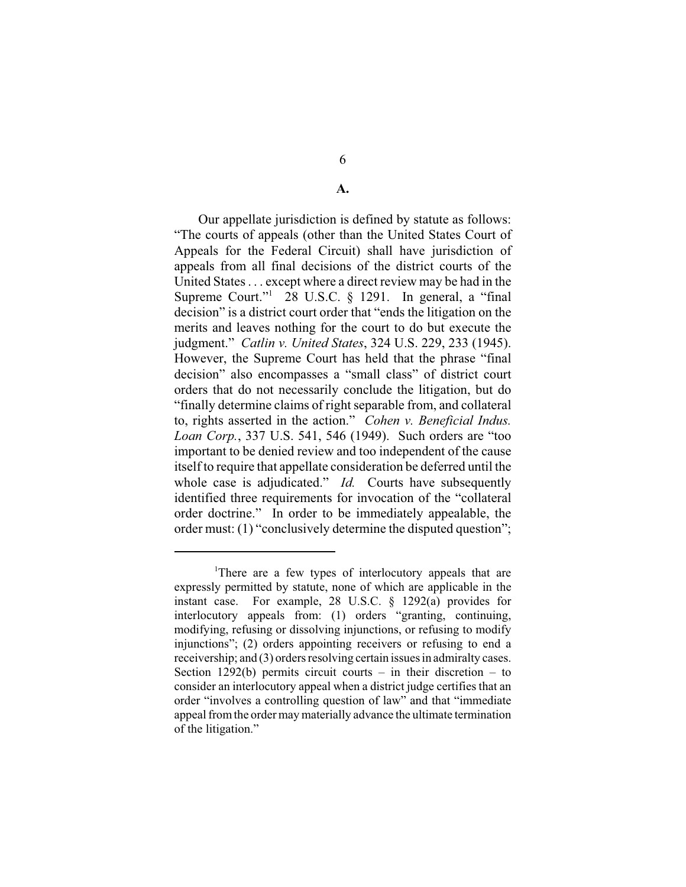## A.

Our appellate jurisdiction is defined by statute as follows: "The courts of appeals (other than the United States Court of Appeals for the Federal Circuit) shall have jurisdiction of appeals from all final decisions of the district courts of the United States . . . except where a direct review may be had in the Supreme Court."[1] 28 U.S.C. § 1291. In general, a "final decision" is a district court order that "ends the litigation on the merits and leaves nothing for the court to do but execute the judgment." *Catlin v. United States*, 324 U.S. 229, 233 (1945). However, the Supreme Court has held that the phrase "final decision" also encompasses a "small class" of district court orders that do not necessarily conclude the litigation, but do "finally determine claims of right separable from, and collateral to, rights asserted in the action." *Cohen v. Beneficial Indus. Loan Corp.*, 337 U.S. 541, 546 (1949). Such orders are "too important to be denied review and too independent of the cause itself to require that appellate consideration be deferred until the whole case is adjudicated." *Id.* Courts have subsequently identified three requirements for invocation of the "collateral order doctrine." In order to be immediately appealable, the order must: (1) "conclusively determine the disputed question";

---

[1]There are a few types of interlocutory appeals that are expressly permitted by statute, none of which are applicable in the instant case. For example, 28 U.S.C. § 1292(a) provides for interlocutory appeals from: (1) orders "granting, continuing, modifying, refusing or dissolving injunctions, or refusing to modify injunctions"; (2) orders appointing receivers or refusing to end a receivership; and (3) orders resolving certain issues in admiralty cases. Section 1292(b) permits circuit courts – in their discretion – to consider an interlocutory appeal when a district judge certifies that an order "involves a controlling question of law" and that "immediate appeal from the order may materially advance the ultimate termination of the litigation."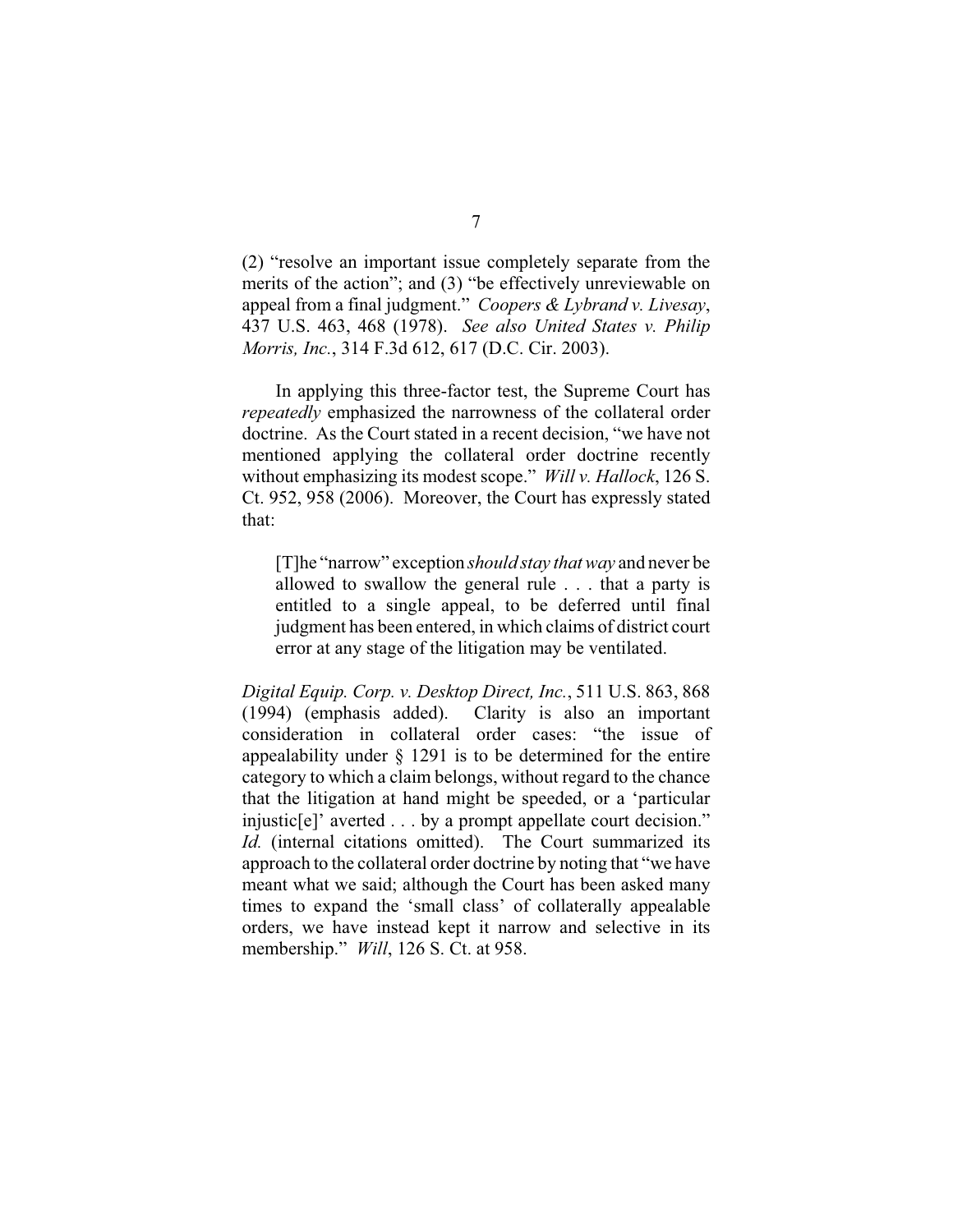(2) "resolve an important issue completely separate from the merits of the action"; and (3) "be effectively unreviewable on appeal from a final judgment." *Coopers & Lybrand v. Livesay*, 437 U.S. 463, 468 (1978). *See also United States v. Philip Morris, Inc.*, 314 F.3d 612, 617 (D.C. Cir. 2003).

In applying this three-factor test, the Supreme Court has *repeatedly* emphasized the narrowness of the collateral order doctrine. As the Court stated in a recent decision, "we have not mentioned applying the collateral order doctrine recently without emphasizing its modest scope." *Will v. Hallock*, 126 S. Ct. 952, 958 (2006). Moreover, the Court has expressly stated that:

> [T]he "narrow" exception *should stay that way* and never be allowed to swallow the general rule . . . that a party is entitled to a single appeal, to be deferred until final judgment has been entered, in which claims of district court error at any stage of the litigation may be ventilated.

*Digital Equip. Corp. v. Desktop Direct, Inc.*, 511 U.S. 863, 868 (1994) (emphasis added). Clarity is also an important consideration in collateral order cases: "the issue of appealability under § 1291 is to be determined for the entire category to which a claim belongs, without regard to the chance that the litigation at hand might be speeded, or a 'particular injustic[e]' averted . . . by a prompt appellate court decision." *Id.* (internal citations omitted). The Court summarized its approach to the collateral order doctrine by noting that "we have meant what we said; although the Court has been asked many times to expand the 'small class' of collaterally appealable orders, we have instead kept it narrow and selective in its membership." *Will*, 126 S. Ct. at 958.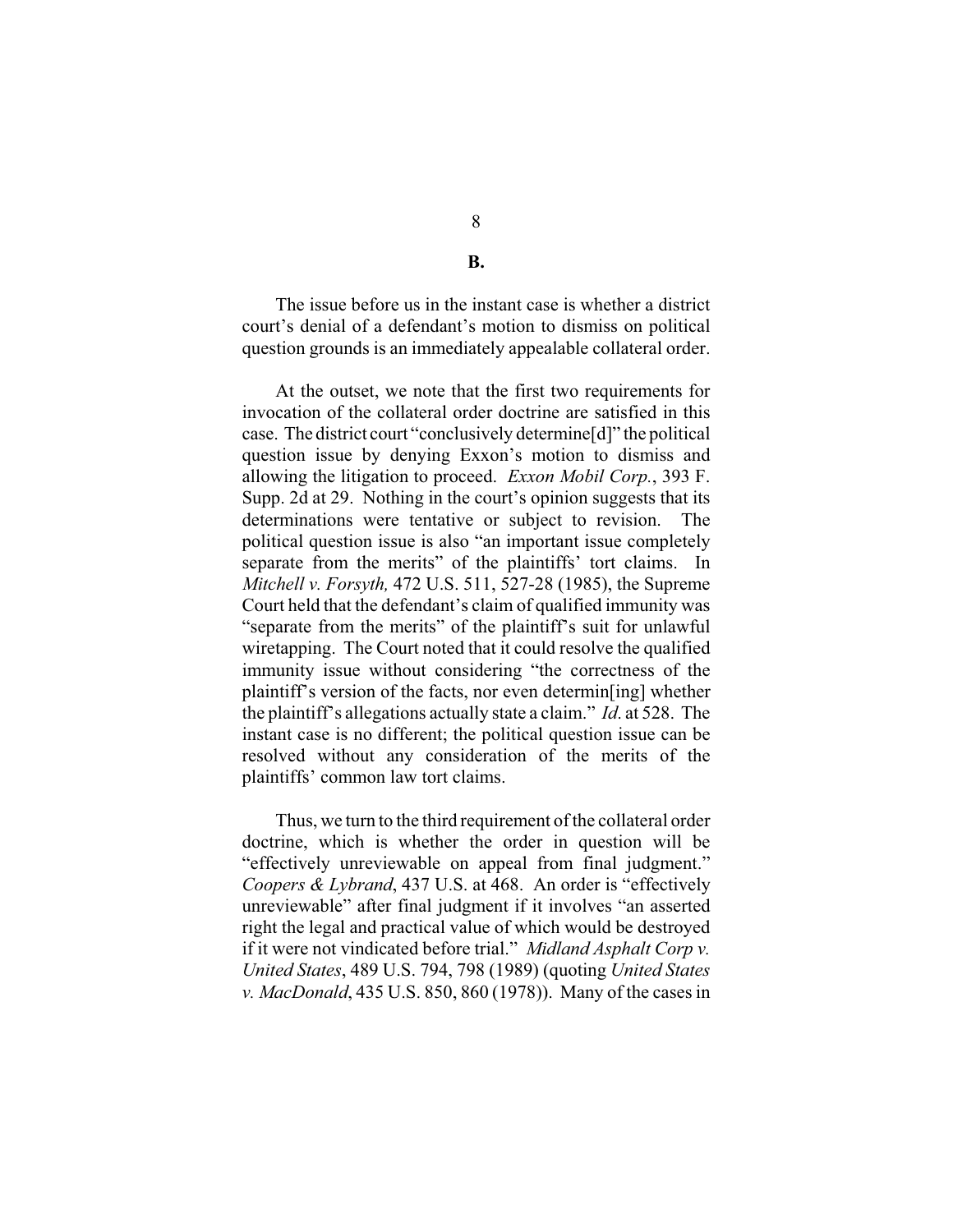**B.**

The issue before us in the instant case is whether a district court's denial of a defendant's motion to dismiss on political question grounds is an immediately appealable collateral order.

At the outset, we note that the first two requirements for invocation of the collateral order doctrine are satisfied in this case. The district court "conclusively determine[d]" the political question issue by denying Exxon's motion to dismiss and allowing the litigation to proceed. *Exxon Mobil Corp.*, 393 F. Supp. 2d at 29. Nothing in the court's opinion suggests that its determinations were tentative or subject to revision. The political question issue is also "an important issue completely separate from the merits" of the plaintiffs' tort claims. In *Mitchell v. Forsyth,* 472 U.S. 511, 527-28 (1985), the Supreme Court held that the defendant's claim of qualified immunity was "separate from the merits" of the plaintiff's suit for unlawful wiretapping. The Court noted that it could resolve the qualified immunity issue without considering "the correctness of the plaintiff's version of the facts, nor even determin[ing] whether the plaintiff's allegations actually state a claim." *Id.* at 528. The instant case is no different; the political question issue can be resolved without any consideration of the merits of the plaintiffs' common law tort claims.

Thus, we turn to the third requirement of the collateral order doctrine, which is whether the order in question will be "effectively unreviewable on appeal from final judgment." *Coopers & Lybrand*, 437 U.S. at 468. An order is "effectively unreviewable" after final judgment if it involves "an asserted right the legal and practical value of which would be destroyed if it were not vindicated before trial." *Midland Asphalt Corp v. United States*, 489 U.S. 794, 798 (1989) (quoting *United States v. MacDonald*, 435 U.S. 850, 860 (1978)). Many of the cases in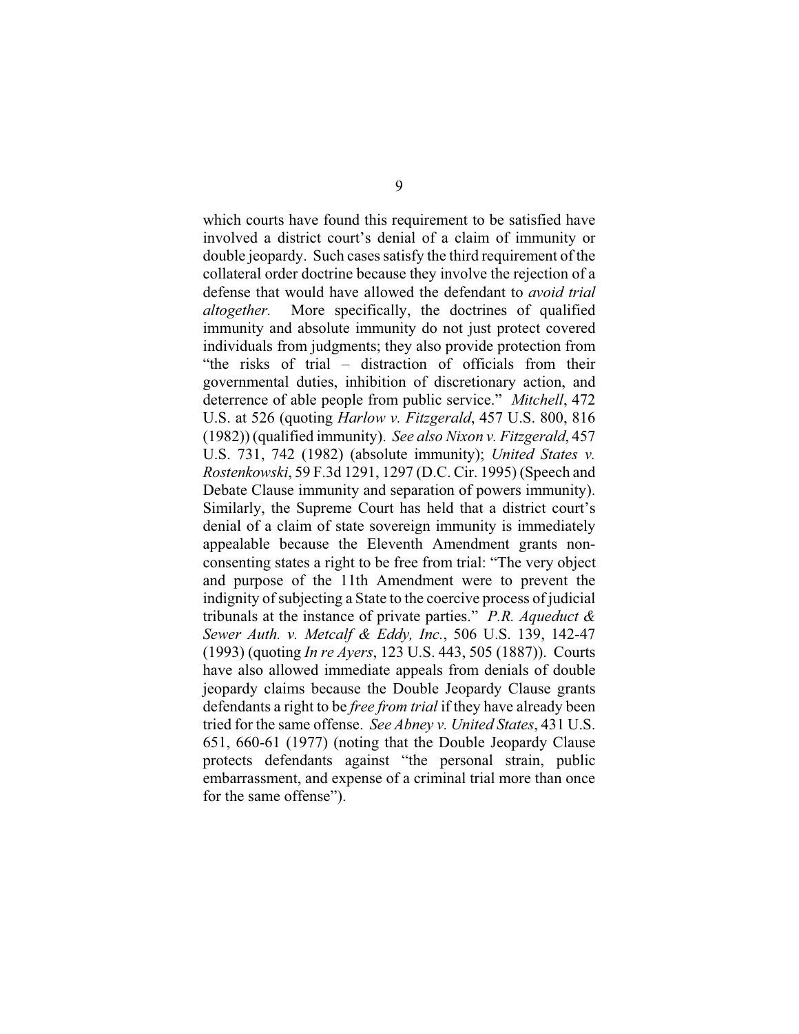which courts have found this requirement to be satisfied have involved a district court's denial of a claim of immunity or double jeopardy. Such cases satisfy the third requirement of the collateral order doctrine because they involve the rejection of a defense that would have allowed the defendant to *avoid trial altogether.* More specifically, the doctrines of qualified immunity and absolute immunity do not just protect covered individuals from judgments; they also provide protection from "the risks of trial – distraction of officials from their governmental duties, inhibition of discretionary action, and deterrence of able people from public service." *Mitchell*, 472 U.S. at 526 (quoting *Harlow v. Fitzgerald*, 457 U.S. 800, 816 (1982)) (qualified immunity). *See also Nixon v. Fitzgerald*, 457 U.S. 731, 742 (1982) (absolute immunity); *United States v. Rostenkowski*, 59 F.3d 1291, 1297 (D.C. Cir. 1995) (Speech and Debate Clause immunity and separation of powers immunity). Similarly, the Supreme Court has held that a district court's denial of a claim of state sovereign immunity is immediately appealable because the Eleventh Amendment grants non-consenting states a right to be free from trial: "The very object and purpose of the 11th Amendment were to prevent the indignity of subjecting a State to the coercive process of judicial tribunals at the instance of private parties." *P.R. Aqueduct & Sewer Auth. v. Metcalf & Eddy, Inc.*, 506 U.S. 139, 142-47 (1993) (quoting *In re Ayers*, 123 U.S. 443, 505 (1887)). Courts have also allowed immediate appeals from denials of double jeopardy claims because the Double Jeopardy Clause grants defendants a right to be *free from trial* if they have already been tried for the same offense. *See Abney v. United States*, 431 U.S. 651, 660-61 (1977) (noting that the Double Jeopardy Clause protects defendants against "the personal strain, public embarrassment, and expense of a criminal trial more than once for the same offense").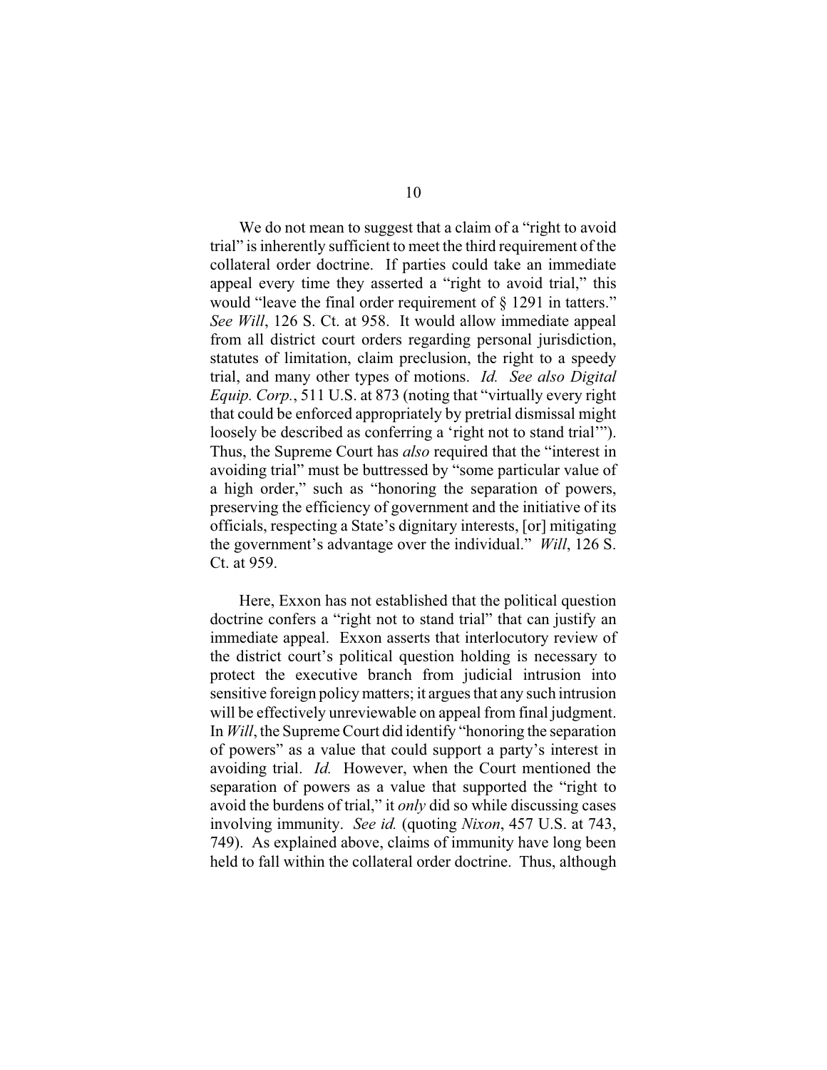We do not mean to suggest that a claim of a "right to avoid trial" is inherently sufficient to meet the third requirement of the collateral order doctrine. If parties could take an immediate appeal every time they asserted a "right to avoid trial," this would "leave the final order requirement of § 1291 in tatters." *See Will*, 126 S. Ct. at 958. It would allow immediate appeal from all district court orders regarding personal jurisdiction, statutes of limitation, claim preclusion, the right to a speedy trial, and many other types of motions. *Id. See also Digital Equip. Corp.*, 511 U.S. at 873 (noting that "virtually every right that could be enforced appropriately by pretrial dismissal might loosely be described as conferring a 'right not to stand trial'"). Thus, the Supreme Court has *also* required that the "interest in avoiding trial" must be buttressed by "some particular value of a high order," such as "honoring the separation of powers, preserving the efficiency of government and the initiative of its officials, respecting a State's dignitary interests, [or] mitigating the government's advantage over the individual." *Will*, 126 S. Ct. at 959.

Here, Exxon has not established that the political question doctrine confers a "right not to stand trial" that can justify an immediate appeal. Exxon asserts that interlocutory review of the district court's political question holding is necessary to protect the executive branch from judicial intrusion into sensitive foreign policy matters; it argues that any such intrusion will be effectively unreviewable on appeal from final judgment. In *Will*, the Supreme Court did identify "honoring the separation of powers" as a value that could support a party's interest in avoiding trial. *Id.* However, when the Court mentioned the separation of powers as a value that supported the "right to avoid the burdens of trial," it *only* did so while discussing cases involving immunity. *See id.* (quoting *Nixon*, 457 U.S. at 743, 749). As explained above, claims of immunity have long been held to fall within the collateral order doctrine. Thus, although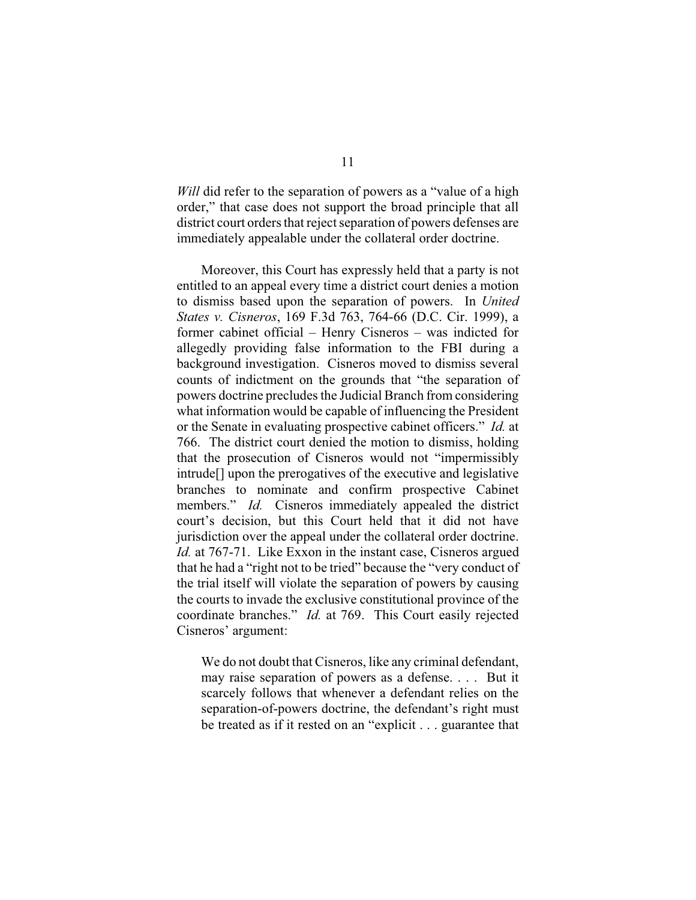*Will* did refer to the separation of powers as a "value of a high order," that case does not support the broad principle that all district court orders that reject separation of powers defenses are immediately appealable under the collateral order doctrine.

Moreover, this Court has expressly held that a party is not entitled to an appeal every time a district court denies a motion to dismiss based upon the separation of powers. In *United States v. Cisneros*, 169 F.3d 763, 764-66 (D.C. Cir. 1999), a former cabinet official – Henry Cisneros – was indicted for allegedly providing false information to the FBI during a background investigation. Cisneros moved to dismiss several counts of indictment on the grounds that "the separation of powers doctrine precludes the Judicial Branch from considering what information would be capable of influencing the President or the Senate in evaluating prospective cabinet officers." *Id.* at 766. The district court denied the motion to dismiss, holding that the prosecution of Cisneros would not "impermissibly intrude[] upon the prerogatives of the executive and legislative branches to nominate and confirm prospective Cabinet members." *Id.* Cisneros immediately appealed the district court's decision, but this Court held that it did not have jurisdiction over the appeal under the collateral order doctrine. *Id.* at 767-71. Like Exxon in the instant case, Cisneros argued that he had a "right not to be tried" because the "very conduct of the trial itself will violate the separation of powers by causing the courts to invade the exclusive constitutional province of the coordinate branches." *Id.* at 769. This Court easily rejected Cisneros' argument:

> We do not doubt that Cisneros, like any criminal defendant, may raise separation of powers as a defense. . . . But it scarcely follows that whenever a defendant relies on the separation-of-powers doctrine, the defendant's right must be treated as if it rested on an "explicit . . . guarantee that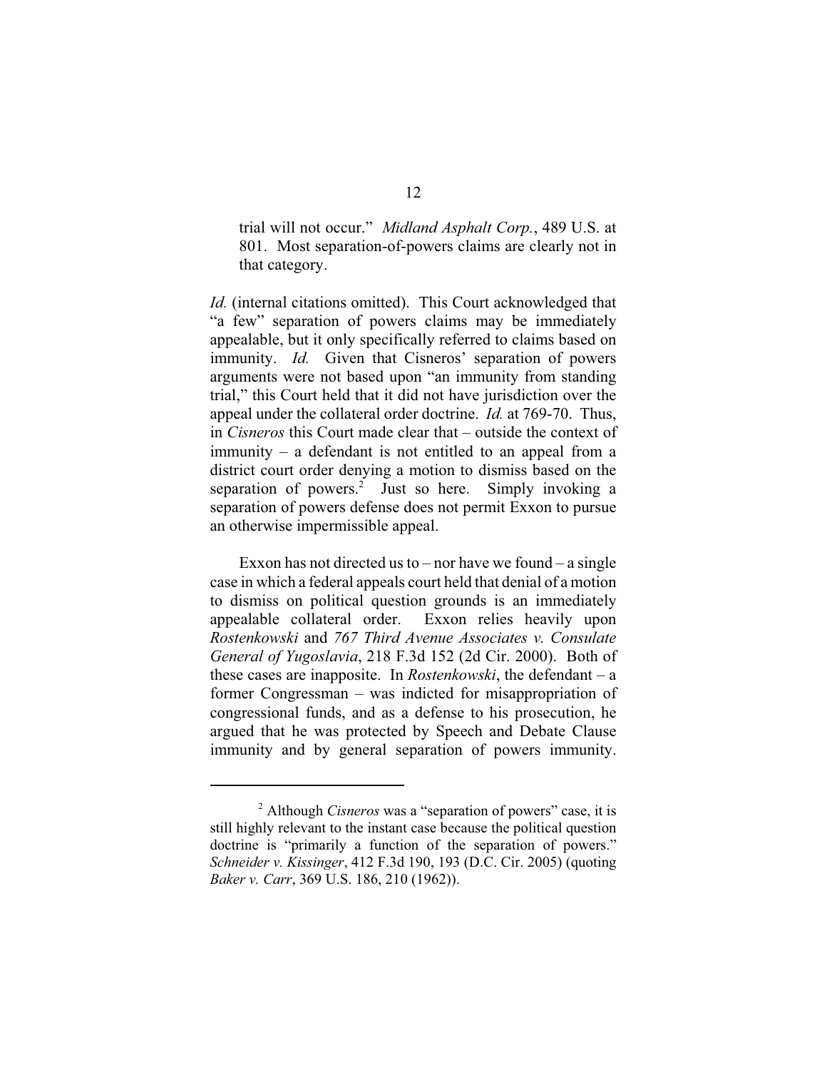> trial will not occur." *Midland Asphalt Corp.*, 489 U.S. at 801. Most separation-of-powers claims are clearly not in that category.

*Id.* (internal citations omitted). This Court acknowledged that "a few" separation of powers claims may be immediately appealable, but it only specifically referred to claims based on immunity. *Id.* Given that Cisneros' separation of powers arguments were not based upon "an immunity from standing trial," this Court held that it did not have jurisdiction over the appeal under the collateral order doctrine. *Id.* at 769-70. Thus, in *Cisneros* this Court made clear that – outside the context of immunity – a defendant is not entitled to an appeal from a district court order denying a motion to dismiss based on the separation of powers.[2] Just so here. Simply invoking a separation of powers defense does not permit Exxon to pursue an otherwise impermissible appeal.

Exxon has not directed us to – nor have we found – a single case in which a federal appeals court held that denial of a motion to dismiss on political question grounds is an immediately appealable collateral order. Exxon relies heavily upon *Rostenkowski* and *767 Third Avenue Associates v. Consulate General of Yugoslavia*, 218 F.3d 152 (2d Cir. 2000). Both of these cases are inapposite. In *Rostenkowski*, the defendant – a former Congressman – was indicted for misappropriation of congressional funds, and as a defense to his prosecution, he argued that he was protected by Speech and Debate Clause immunity and by general separation of powers immunity.

---

[2] Although *Cisneros* was a "separation of powers" case, it is still highly relevant to the instant case because the political question doctrine is "primarily a function of the separation of powers." *Schneider v. Kissinger*, 412 F.3d 190, 193 (D.C. Cir. 2005) (quoting *Baker v. Carr*, 369 U.S. 186, 210 (1962)).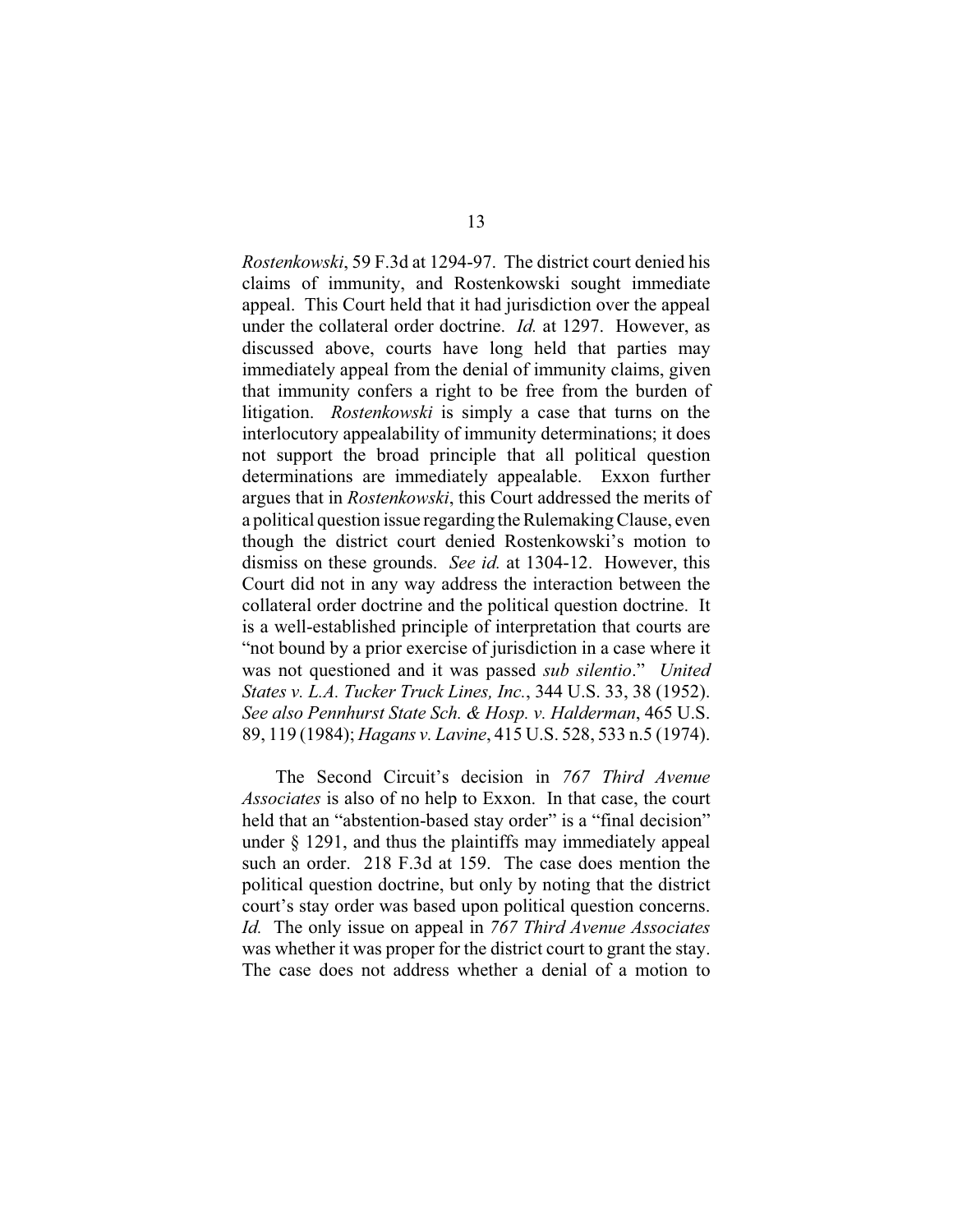*Rostenkowski*, 59 F.3d at 1294-97. The district court denied his claims of immunity, and Rostenkowski sought immediate appeal. This Court held that it had jurisdiction over the appeal under the collateral order doctrine. *Id.* at 1297. However, as discussed above, courts have long held that parties may immediately appeal from the denial of immunity claims, given that immunity confers a right to be free from the burden of litigation. *Rostenkowski* is simply a case that turns on the interlocutory appealability of immunity determinations; it does not support the broad principle that all political question determinations are immediately appealable. Exxon further argues that in *Rostenkowski*, this Court addressed the merits of a political question issue regarding the Rulemaking Clause, even though the district court denied Rostenkowski's motion to dismiss on these grounds. *See id.* at 1304-12. However, this Court did not in any way address the interaction between the collateral order doctrine and the political question doctrine. It is a well-established principle of interpretation that courts are "not bound by a prior exercise of jurisdiction in a case where it was not questioned and it was passed *sub silentio*." *United States v. L.A. Tucker Truck Lines, Inc.*, 344 U.S. 33, 38 (1952). *See also Pennhurst State Sch. & Hosp. v. Halderman*, 465 U.S. 89, 119 (1984); *Hagans v. Lavine*, 415 U.S. 528, 533 n.5 (1974).

The Second Circuit's decision in *767 Third Avenue Associates* is also of no help to Exxon. In that case, the court held that an "abstention-based stay order" is a "final decision" under § 1291, and thus the plaintiffs may immediately appeal such an order. 218 F.3d at 159. The case does mention the political question doctrine, but only by noting that the district court's stay order was based upon political question concerns. *Id.* The only issue on appeal in *767 Third Avenue Associates* was whether it was proper for the district court to grant the stay. The case does not address whether a denial of a motion to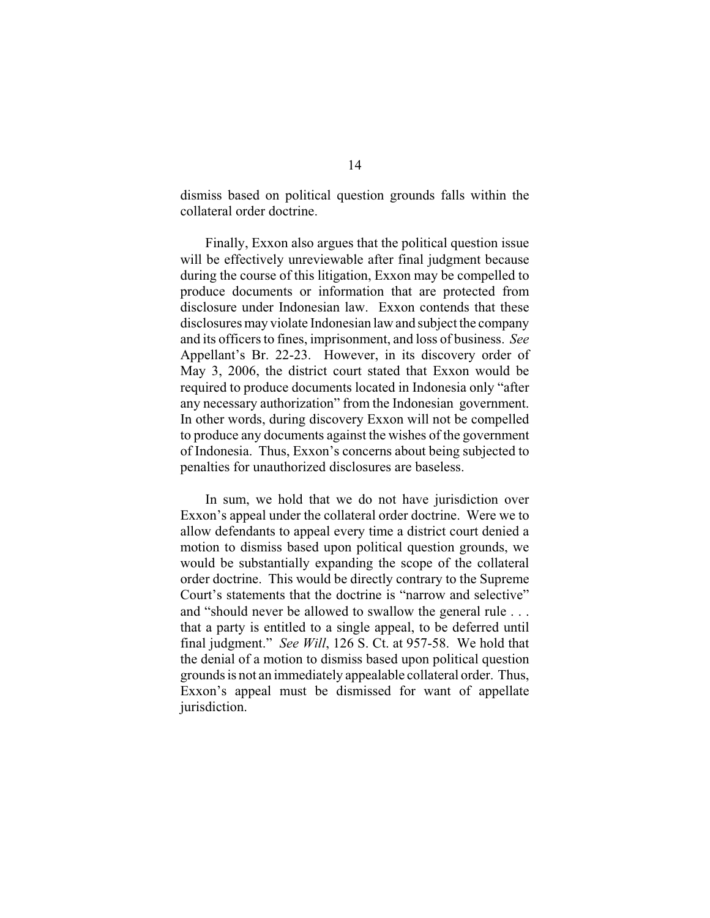dismiss based on political question grounds falls within the collateral order doctrine.

Finally, Exxon also argues that the political question issue will be effectively unreviewable after final judgment because during the course of this litigation, Exxon may be compelled to produce documents or information that are protected from disclosure under Indonesian law. Exxon contends that these disclosures may violate Indonesian law and subject the company and its officers to fines, imprisonment, and loss of business. *See* Appellant's Br. 22-23. However, in its discovery order of May 3, 2006, the district court stated that Exxon would be required to produce documents located in Indonesia only "after any necessary authorization" from the Indonesian government. In other words, during discovery Exxon will not be compelled to produce any documents against the wishes of the government of Indonesia. Thus, Exxon's concerns about being subjected to penalties for unauthorized disclosures are baseless.

In sum, we hold that we do not have jurisdiction over Exxon's appeal under the collateral order doctrine. Were we to allow defendants to appeal every time a district court denied a motion to dismiss based upon political question grounds, we would be substantially expanding the scope of the collateral order doctrine. This would be directly contrary to the Supreme Court's statements that the doctrine is "narrow and selective" and "should never be allowed to swallow the general rule . . . that a party is entitled to a single appeal, to be deferred until final judgment." *See Will*, 126 S. Ct. at 957-58. We hold that the denial of a motion to dismiss based upon political question grounds is not an immediately appealable collateral order. Thus, Exxon's appeal must be dismissed for want of appellate jurisdiction.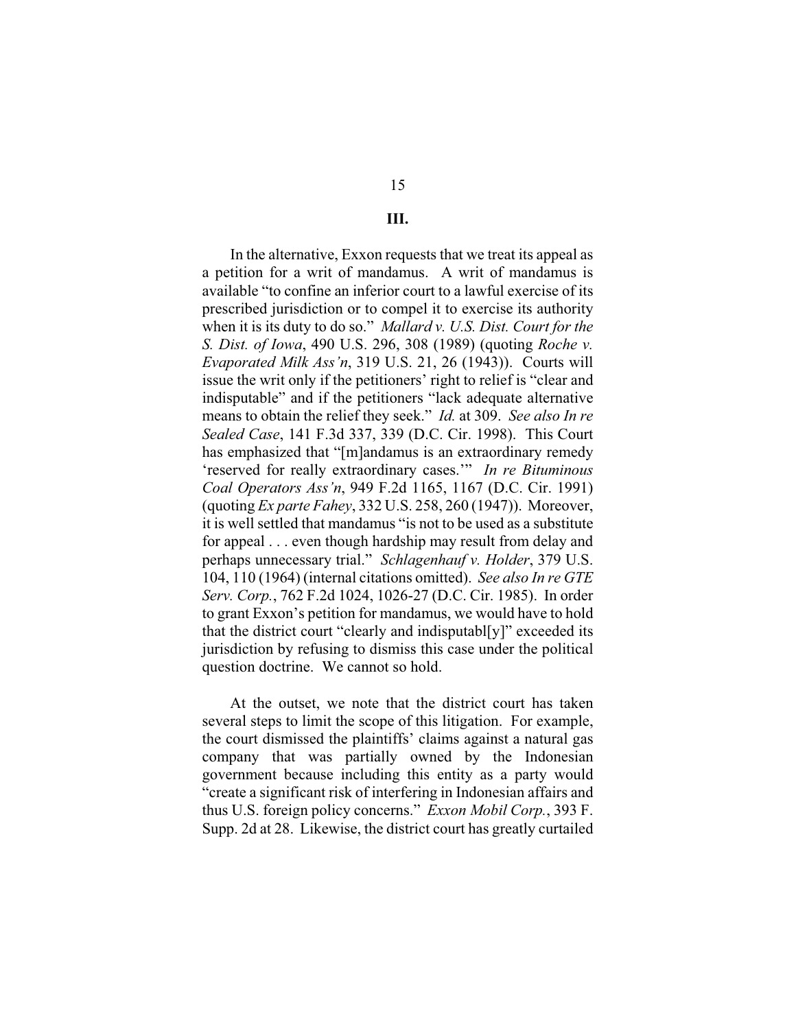### III.

In the alternative, Exxon requests that we treat its appeal as a petition for a writ of mandamus. A writ of mandamus is available "to confine an inferior court to a lawful exercise of its prescribed jurisdiction or to compel it to exercise its authority when it is its duty to do so." *Mallard v. U.S. Dist. Court for the S. Dist. of Iowa*, 490 U.S. 296, 308 (1989) (quoting *Roche v. Evaporated Milk Ass'n*, 319 U.S. 21, 26 (1943)). Courts will issue the writ only if the petitioners' right to relief is "clear and indisputable" and if the petitioners "lack adequate alternative means to obtain the relief they seek." *Id.* at 309. *See also In re Sealed Case*, 141 F.3d 337, 339 (D.C. Cir. 1998). This Court has emphasized that "[m]andamus is an extraordinary remedy 'reserved for really extraordinary cases.'" *In re Bituminous Coal Operators Ass'n*, 949 F.2d 1165, 1167 (D.C. Cir. 1991) (quoting *Ex parte Fahey*, 332 U.S. 258, 260 (1947)). Moreover, it is well settled that mandamus "is not to be used as a substitute for appeal . . . even though hardship may result from delay and perhaps unnecessary trial." *Schlagenhauf v. Holder*, 379 U.S. 104, 110 (1964) (internal citations omitted). *See also In re GTE Serv. Corp.*, 762 F.2d 1024, 1026-27 (D.C. Cir. 1985). In order to grant Exxon's petition for mandamus, we would have to hold that the district court "clearly and indisputabl[y]" exceeded its jurisdiction by refusing to dismiss this case under the political question doctrine. We cannot so hold.

At the outset, we note that the district court has taken several steps to limit the scope of this litigation. For example, the court dismissed the plaintiffs' claims against a natural gas company that was partially owned by the Indonesian government because including this entity as a party would "create a significant risk of interfering in Indonesian affairs and thus U.S. foreign policy concerns." *Exxon Mobil Corp.*, 393 F. Supp. 2d at 28. Likewise, the district court has greatly curtailed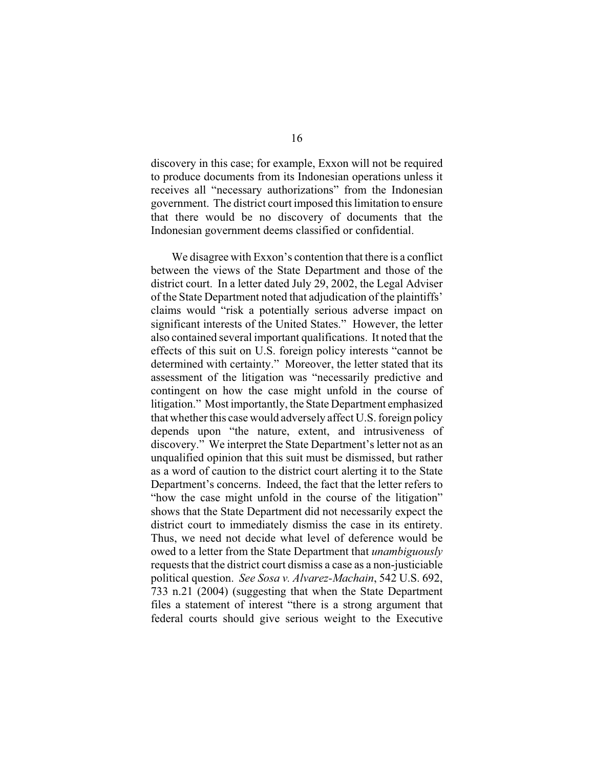discovery in this case; for example, Exxon will not be required to produce documents from its Indonesian operations unless it receives all "necessary authorizations" from the Indonesian government. The district court imposed this limitation to ensure that there would be no discovery of documents that the Indonesian government deems classified or confidential.

We disagree with Exxon's contention that there is a conflict between the views of the State Department and those of the district court. In a letter dated July 29, 2002, the Legal Adviser of the State Department noted that adjudication of the plaintiffs' claims would "risk a potentially serious adverse impact on significant interests of the United States." However, the letter also contained several important qualifications. It noted that the effects of this suit on U.S. foreign policy interests "cannot be determined with certainty." Moreover, the letter stated that its assessment of the litigation was "necessarily predictive and contingent on how the case might unfold in the course of litigation." Most importantly, the State Department emphasized that whether this case would adversely affect U.S. foreign policy depends upon "the nature, extent, and intrusiveness of discovery." We interpret the State Department's letter not as an unqualified opinion that this suit must be dismissed, but rather as a word of caution to the district court alerting it to the State Department's concerns. Indeed, the fact that the letter refers to "how the case might unfold in the course of the litigation" shows that the State Department did not necessarily expect the district court to immediately dismiss the case in its entirety. Thus, we need not decide what level of deference would be owed to a letter from the State Department that *unambiguously* requests that the district court dismiss a case as a non-justiciable political question. *See Sosa v. Alvarez-Machain*, 542 U.S. 692, 733 n.21 (2004) (suggesting that when the State Department files a statement of interest "there is a strong argument that federal courts should give serious weight to the Executive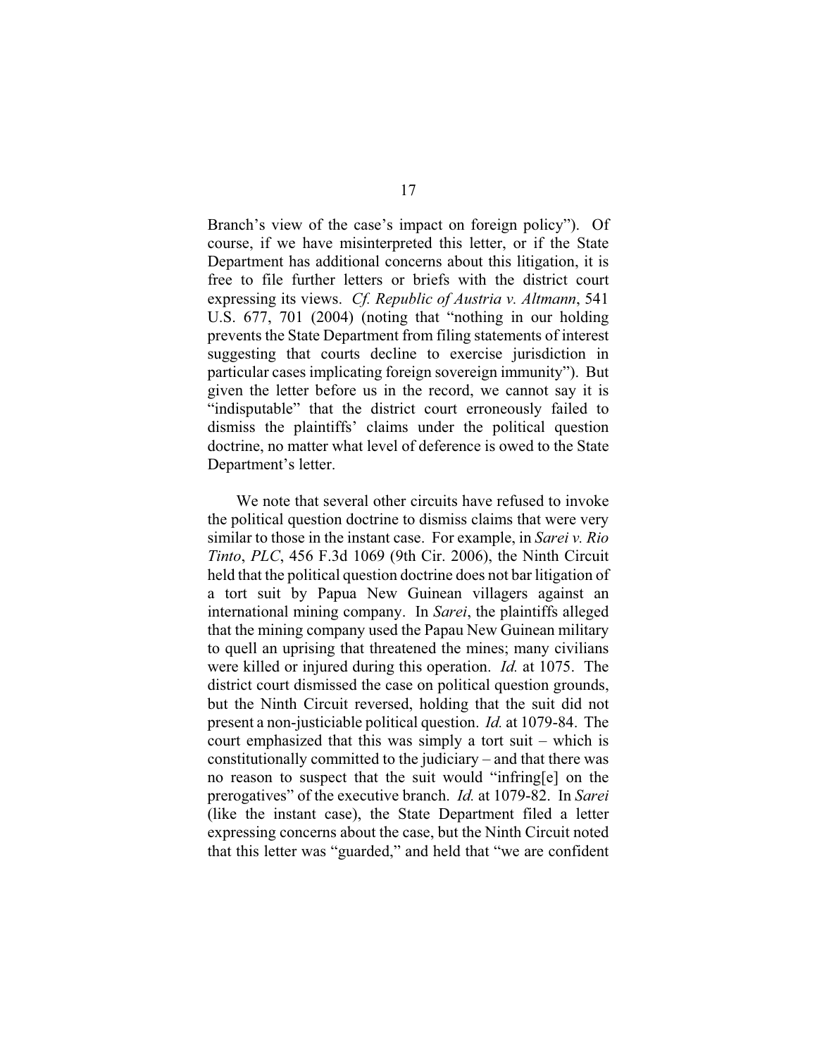Branch's view of the case's impact on foreign policy"). Of course, if we have misinterpreted this letter, or if the State Department has additional concerns about this litigation, it is free to file further letters or briefs with the district court expressing its views. *Cf. Republic of Austria v. Altmann*, 541 U.S. 677, 701 (2004) (noting that "nothing in our holding prevents the State Department from filing statements of interest suggesting that courts decline to exercise jurisdiction in particular cases implicating foreign sovereign immunity"). But given the letter before us in the record, we cannot say it is "indisputable" that the district court erroneously failed to dismiss the plaintiffs' claims under the political question doctrine, no matter what level of deference is owed to the State Department's letter.

We note that several other circuits have refused to invoke the political question doctrine to dismiss claims that were very similar to those in the instant case. For example, in *Sarei v. Rio Tinto*, *PLC*, 456 F.3d 1069 (9th Cir. 2006), the Ninth Circuit held that the political question doctrine does not bar litigation of a tort suit by Papua New Guinean villagers against an international mining company. In *Sarei*, the plaintiffs alleged that the mining company used the Papau New Guinean military to quell an uprising that threatened the mines; many civilians were killed or injured during this operation. *Id.* at 1075. The district court dismissed the case on political question grounds, but the Ninth Circuit reversed, holding that the suit did not present a non-justiciable political question. *Id.* at 1079-84. The court emphasized that this was simply a tort suit – which is constitutionally committed to the judiciary – and that there was no reason to suspect that the suit would "infring[e] on the prerogatives" of the executive branch. *Id.* at 1079-82. In *Sarei* (like the instant case), the State Department filed a letter expressing concerns about the case, but the Ninth Circuit noted that this letter was "guarded," and held that "we are confident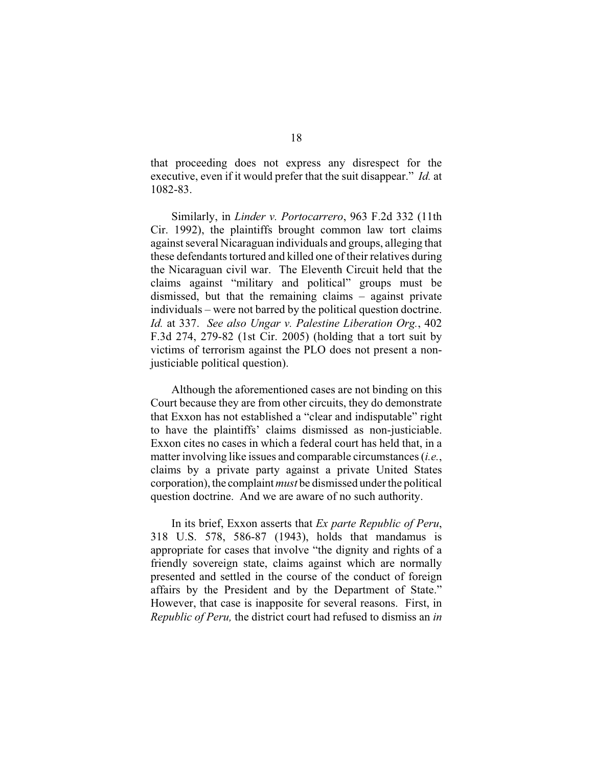that proceeding does not express any disrespect for the executive, even if it would prefer that the suit disappear." *Id.* at 1082-83.

Similarly, in *Linder v. Portocarrero*, 963 F.2d 332 (11th Cir. 1992), the plaintiffs brought common law tort claims against several Nicaraguan individuals and groups, alleging that these defendants tortured and killed one of their relatives during the Nicaraguan civil war. The Eleventh Circuit held that the claims against "military and political" groups must be dismissed, but that the remaining claims – against private individuals – were not barred by the political question doctrine. *Id.* at 337. *See also Ungar v. Palestine Liberation Org.*, 402 F.3d 274, 279-82 (1st Cir. 2005) (holding that a tort suit by victims of terrorism against the PLO does not present a non-justiciable political question).

Although the aforementioned cases are not binding on this Court because they are from other circuits, they do demonstrate that Exxon has not established a "clear and indisputable" right to have the plaintiffs' claims dismissed as non-justiciable. Exxon cites no cases in which a federal court has held that, in a matter involving like issues and comparable circumstances (*i.e.*, claims by a private party against a private United States corporation), the complaint *must* be dismissed under the political question doctrine. And we are aware of no such authority.

In its brief, Exxon asserts that *Ex parte Republic of Peru*, 318 U.S. 578, 586-87 (1943), holds that mandamus is appropriate for cases that involve "the dignity and rights of a friendly sovereign state, claims against which are normally presented and settled in the course of the conduct of foreign affairs by the President and by the Department of State." However, that case is inapposite for several reasons. First, in *Republic of Peru,* the district court had refused to dismiss an *in*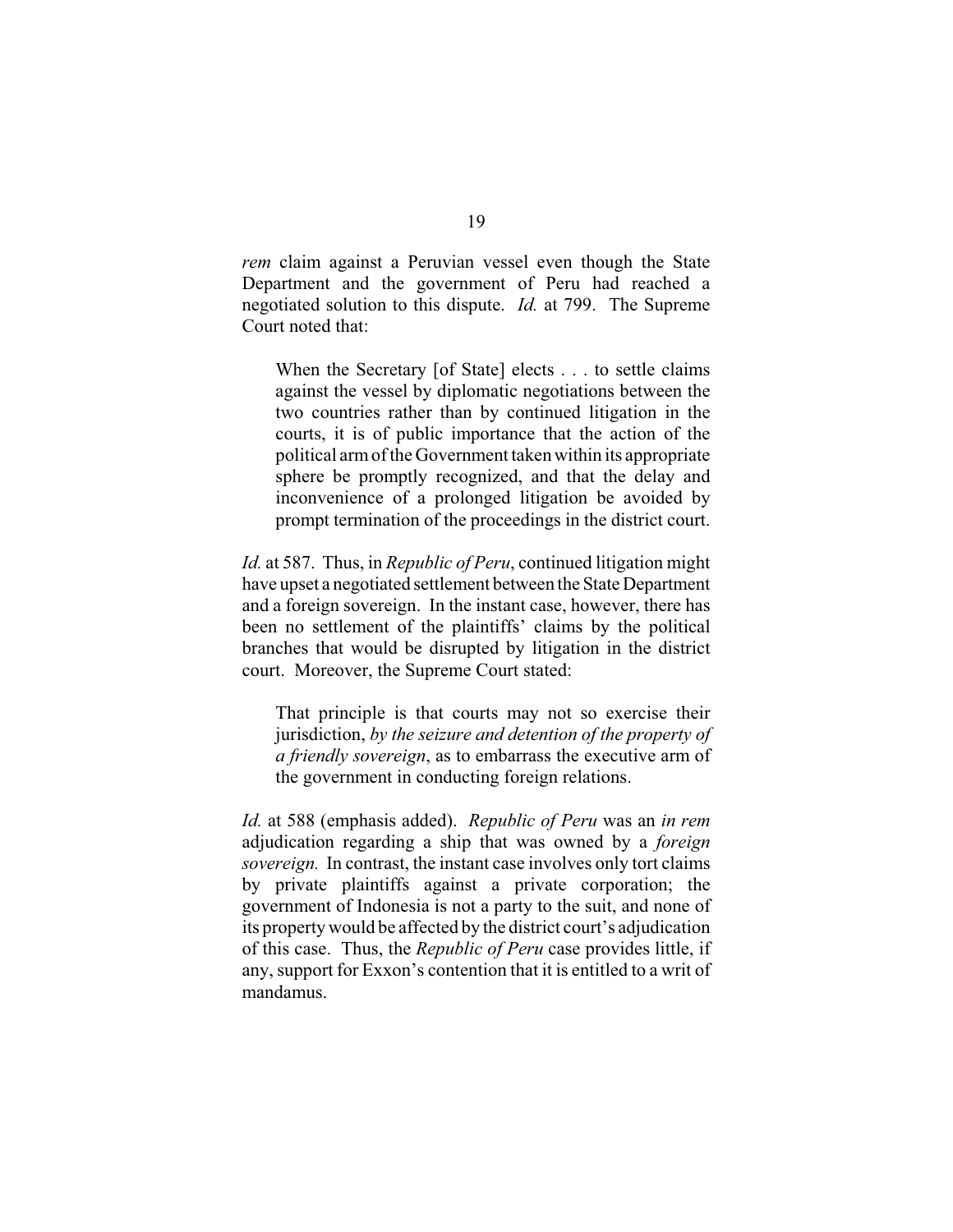*rem* claim against a Peruvian vessel even though the State Department and the government of Peru had reached a negotiated solution to this dispute. *Id.* at 799. The Supreme Court noted that:

> When the Secretary [of State] elects . . . to settle claims against the vessel by diplomatic negotiations between the two countries rather than by continued litigation in the courts, it is of public importance that the action of the political arm of the Government taken within its appropriate sphere be promptly recognized, and that the delay and inconvenience of a prolonged litigation be avoided by prompt termination of the proceedings in the district court.

*Id.* at 587. Thus, in *Republic of Peru*, continued litigation might have upset a negotiated settlement between the State Department and a foreign sovereign. In the instant case, however, there has been no settlement of the plaintiffs' claims by the political branches that would be disrupted by litigation in the district court. Moreover, the Supreme Court stated:

> That principle is that courts may not so exercise their jurisdiction, *by the seizure and detention of the property of a friendly sovereign*, as to embarrass the executive arm of the government in conducting foreign relations.

*Id.* at 588 (emphasis added). *Republic of Peru* was an *in rem* adjudication regarding a ship that was owned by a *foreign sovereign.* In contrast, the instant case involves only tort claims by private plaintiffs against a private corporation; the government of Indonesia is not a party to the suit, and none of its property would be affected by the district court's adjudication of this case. Thus, the *Republic of Peru* case provides little, if any, support for Exxon's contention that it is entitled to a writ of mandamus.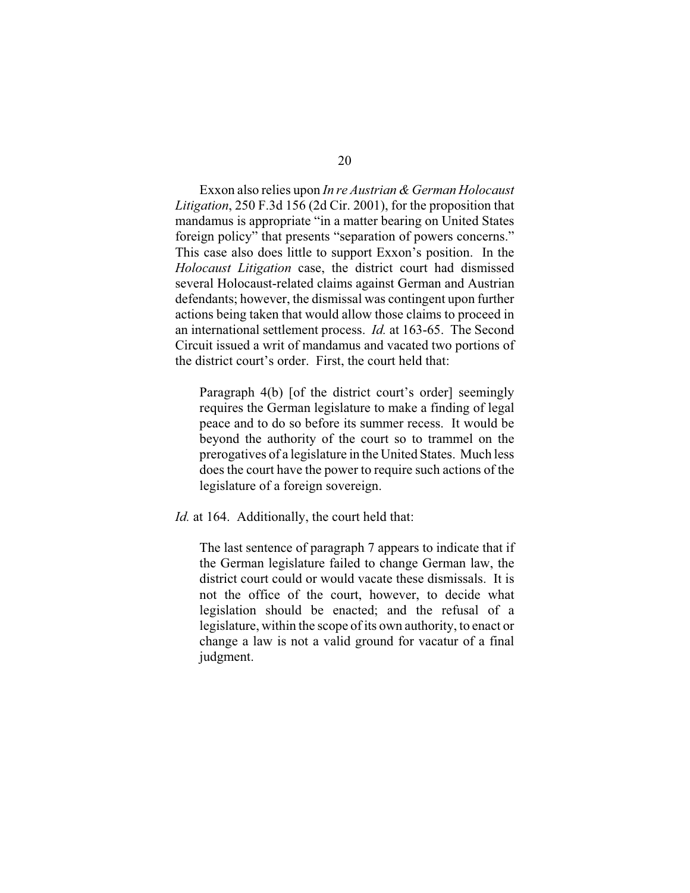Exxon also relies upon *In re Austrian & German Holocaust Litigation*, 250 F.3d 156 (2d Cir. 2001), for the proposition that mandamus is appropriate "in a matter bearing on United States foreign policy" that presents "separation of powers concerns." This case also does little to support Exxon's position. In the *Holocaust Litigation* case, the district court had dismissed several Holocaust-related claims against German and Austrian defendants; however, the dismissal was contingent upon further actions being taken that would allow those claims to proceed in an international settlement process. *Id.* at 163-65. The Second Circuit issued a writ of mandamus and vacated two portions of the district court's order. First, the court held that:

> Paragraph 4(b) [of the district court's order] seemingly requires the German legislature to make a finding of legal peace and to do so before its summer recess. It would be beyond the authority of the court so to trammel on the prerogatives of a legislature in the United States. Much less does the court have the power to require such actions of the legislature of a foreign sovereign.

*Id.* at 164. Additionally, the court held that:

> The last sentence of paragraph 7 appears to indicate that if the German legislature failed to change German law, the district court could or would vacate these dismissals. It is not the office of the court, however, to decide what legislation should be enacted; and the refusal of a legislature, within the scope of its own authority, to enact or change a law is not a valid ground for vacatur of a final judgment.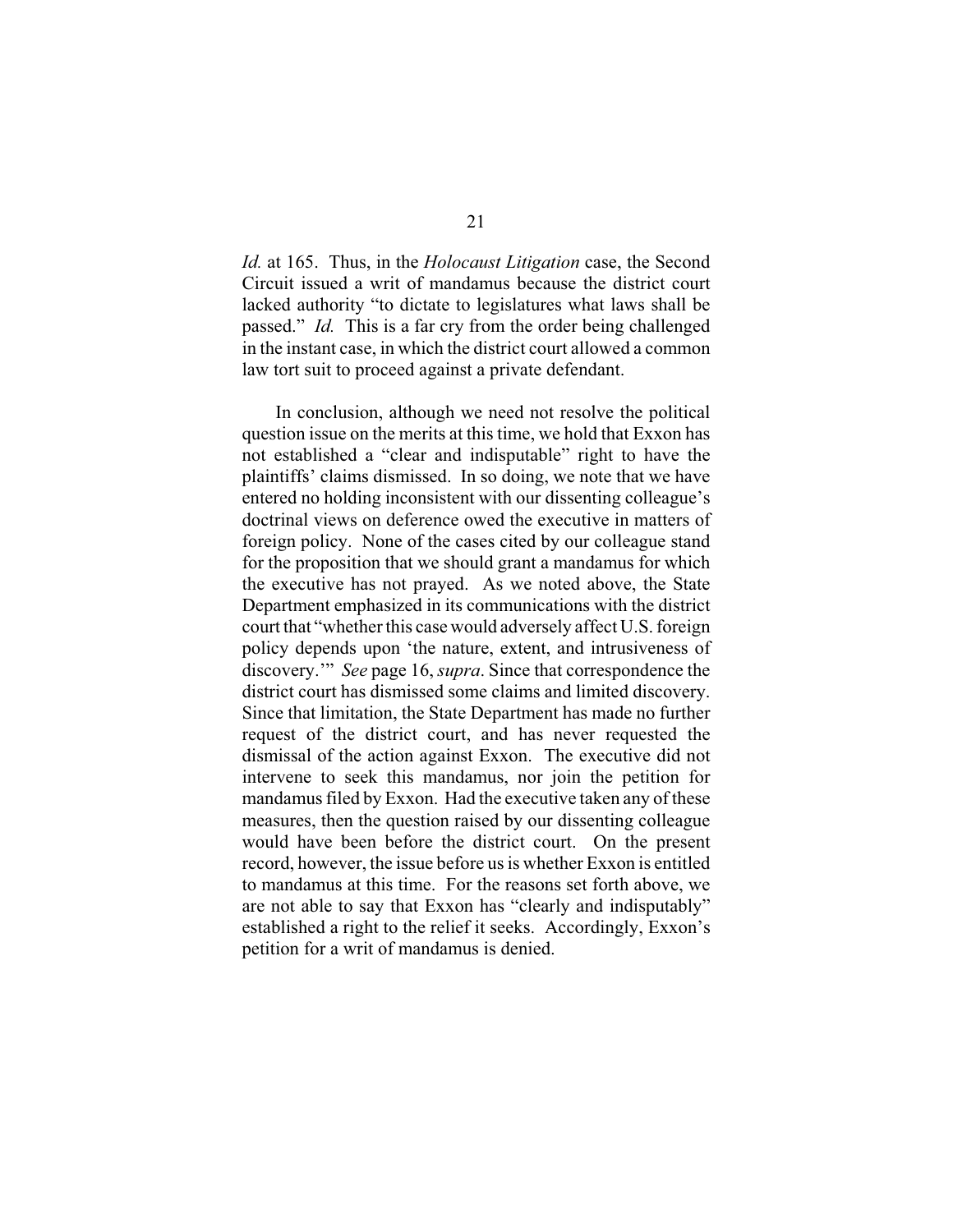*Id.* at 165. Thus, in the *Holocaust Litigation* case, the Second Circuit issued a writ of mandamus because the district court lacked authority "to dictate to legislatures what laws shall be passed." *Id.* This is a far cry from the order being challenged in the instant case, in which the district court allowed a common law tort suit to proceed against a private defendant.

In conclusion, although we need not resolve the political question issue on the merits at this time, we hold that Exxon has not established a "clear and indisputable" right to have the plaintiffs' claims dismissed. In so doing, we note that we have entered no holding inconsistent with our dissenting colleague's doctrinal views on deference owed the executive in matters of foreign policy. None of the cases cited by our colleague stand for the proposition that we should grant a mandamus for which the executive has not prayed. As we noted above, the State Department emphasized in its communications with the district court that "whether this case would adversely affect U.S. foreign policy depends upon 'the nature, extent, and intrusiveness of discovery.'" *See* page 16, *supra*. Since that correspondence the district court has dismissed some claims and limited discovery. Since that limitation, the State Department has made no further request of the district court, and has never requested the dismissal of the action against Exxon. The executive did not intervene to seek this mandamus, nor join the petition for mandamus filed by Exxon. Had the executive taken any of these measures, then the question raised by our dissenting colleague would have been before the district court. On the present record, however, the issue before us is whether Exxon is entitled to mandamus at this time. For the reasons set forth above, we are not able to say that Exxon has "clearly and indisputably" established a right to the relief it seeks. Accordingly, Exxon's petition for a writ of mandamus is denied.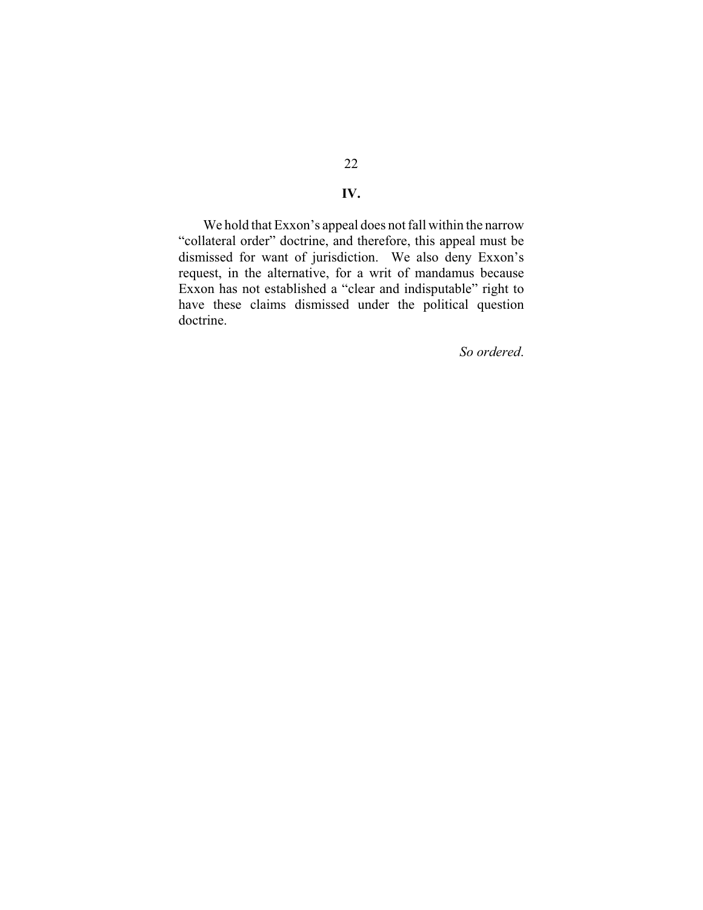## IV.

We hold that Exxon's appeal does not fall within the narrow "collateral order" doctrine, and therefore, this appeal must be dismissed for want of jurisdiction. We also deny Exxon's request, in the alternative, for a writ of mandamus because Exxon has not established a "clear and indisputable" right to have these claims dismissed under the political question doctrine.

*So ordered.*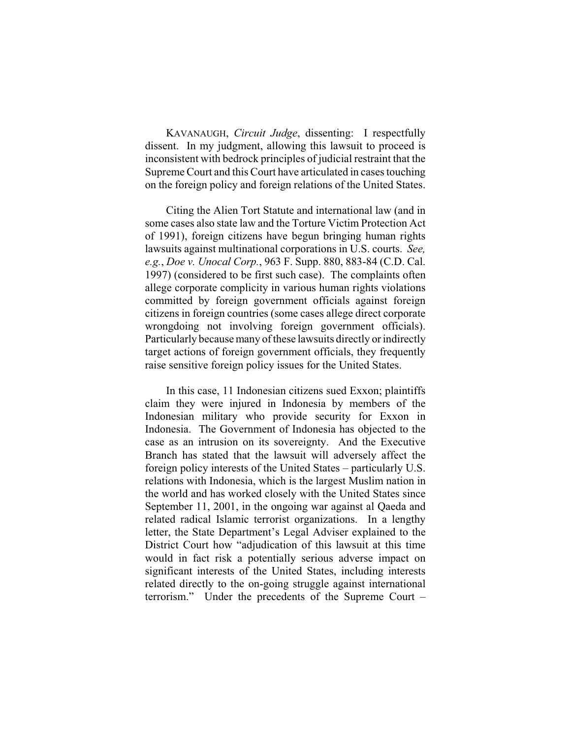KAVANAUGH, *Circuit Judge*, dissenting: I respectfully dissent. In my judgment, allowing this lawsuit to proceed is inconsistent with bedrock principles of judicial restraint that the Supreme Court and this Court have articulated in cases touching on the foreign policy and foreign relations of the United States.

Citing the Alien Tort Statute and international law (and in some cases also state law and the Torture Victim Protection Act of 1991), foreign citizens have begun bringing human rights lawsuits against multinational corporations in U.S. courts. *See, e.g.*, *Doe v. Unocal Corp.*, 963 F. Supp. 880, 883-84 (C.D. Cal. 1997) (considered to be first such case). The complaints often allege corporate complicity in various human rights violations committed by foreign government officials against foreign citizens in foreign countries (some cases allege direct corporate wrongdoing not involving foreign government officials). Particularly because many of these lawsuits directly or indirectly target actions of foreign government officials, they frequently raise sensitive foreign policy issues for the United States.

In this case, 11 Indonesian citizens sued Exxon; plaintiffs claim they were injured in Indonesia by members of the Indonesian military who provide security for Exxon in Indonesia. The Government of Indonesia has objected to the case as an intrusion on its sovereignty. And the Executive Branch has stated that the lawsuit will adversely affect the foreign policy interests of the United States – particularly U.S. relations with Indonesia, which is the largest Muslim nation in the world and has worked closely with the United States since September 11, 2001, in the ongoing war against al Qaeda and related radical Islamic terrorist organizations. In a lengthy letter, the State Department's Legal Adviser explained to the District Court how "adjudication of this lawsuit at this time would in fact risk a potentially serious adverse impact on significant interests of the United States, including interests related directly to the on-going struggle against international terrorism." Under the precedents of the Supreme Court –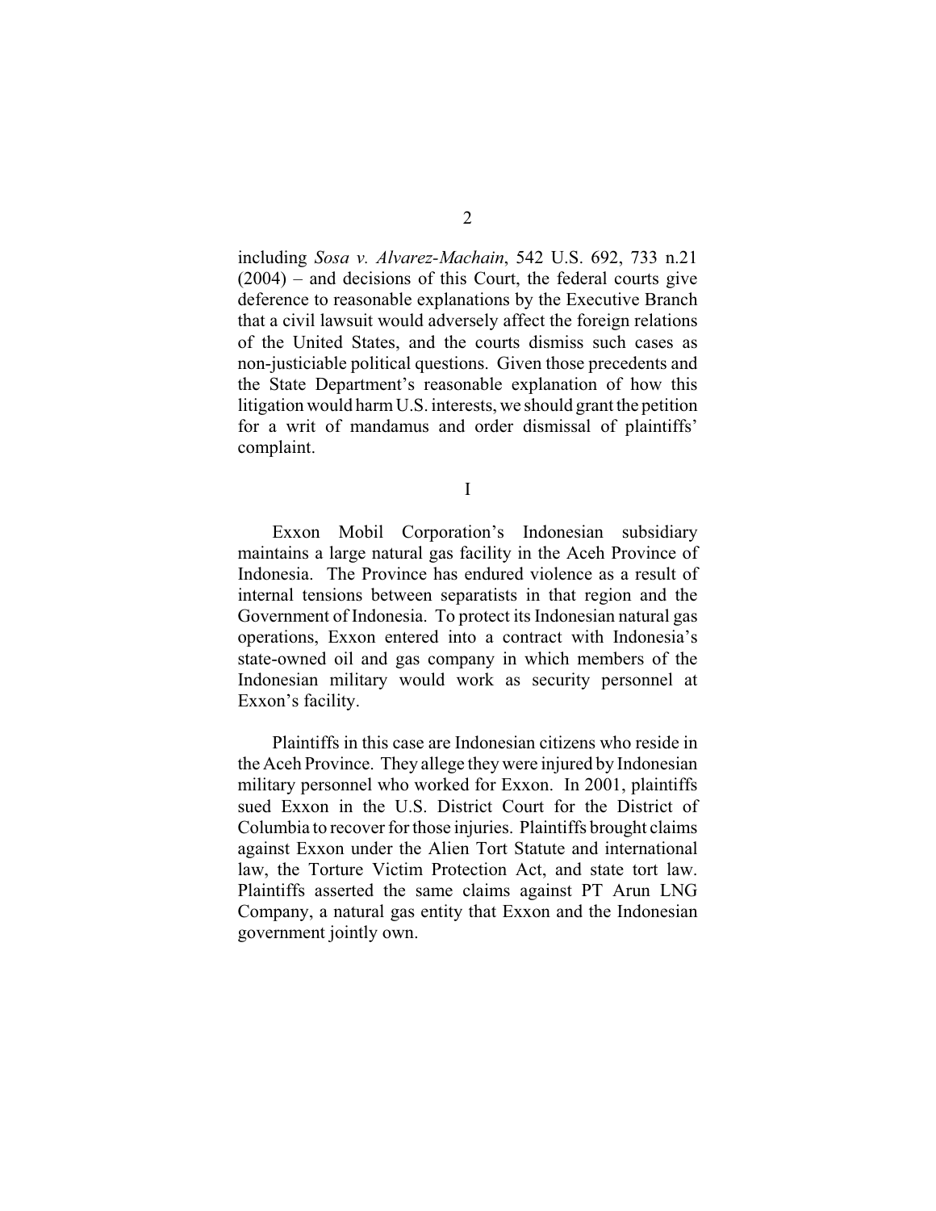including *Sosa v. Alvarez-Machain*, 542 U.S. 692, 733 n.21 (2004) – and decisions of this Court, the federal courts give deference to reasonable explanations by the Executive Branch that a civil lawsuit would adversely affect the foreign relations of the United States, and the courts dismiss such cases as non-justiciable political questions. Given those precedents and the State Department's reasonable explanation of how this litigation would harm U.S. interests, we should grant the petition for a writ of mandamus and order dismissal of plaintiffs' complaint.

I

Exxon Mobil Corporation's Indonesian subsidiary maintains a large natural gas facility in the Aceh Province of Indonesia. The Province has endured violence as a result of internal tensions between separatists in that region and the Government of Indonesia. To protect its Indonesian natural gas operations, Exxon entered into a contract with Indonesia's state-owned oil and gas company in which members of the Indonesian military would work as security personnel at Exxon's facility.

Plaintiffs in this case are Indonesian citizens who reside in the Aceh Province. They allege they were injured by Indonesian military personnel who worked for Exxon. In 2001, plaintiffs sued Exxon in the U.S. District Court for the District of Columbia to recover for those injuries. Plaintiffs brought claims against Exxon under the Alien Tort Statute and international law, the Torture Victim Protection Act, and state tort law. Plaintiffs asserted the same claims against PT Arun LNG Company, a natural gas entity that Exxon and the Indonesian government jointly own.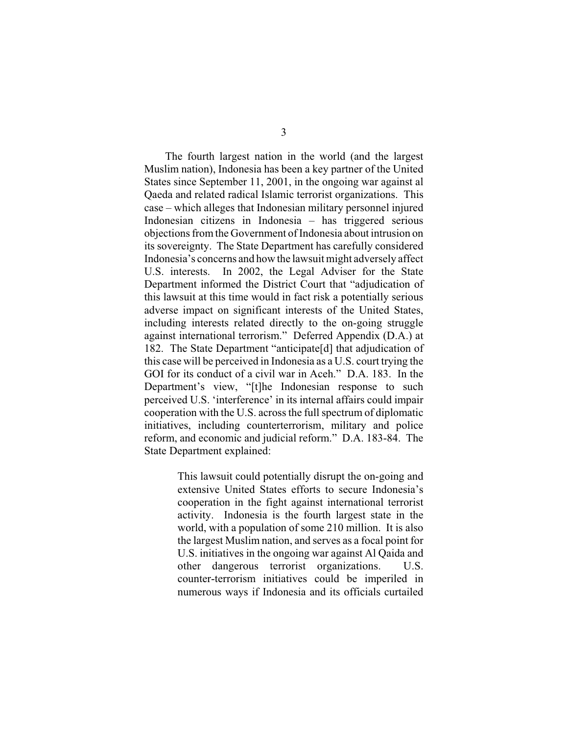The fourth largest nation in the world (and the largest Muslim nation), Indonesia has been a key partner of the United States since September 11, 2001, in the ongoing war against al Qaeda and related radical Islamic terrorist organizations. This case – which alleges that Indonesian military personnel injured Indonesian citizens in Indonesia – has triggered serious objections from the Government of Indonesia about intrusion on its sovereignty. The State Department has carefully considered Indonesia's concerns and how the lawsuit might adversely affect U.S. interests. In 2002, the Legal Adviser for the State Department informed the District Court that "adjudication of this lawsuit at this time would in fact risk a potentially serious adverse impact on significant interests of the United States, including interests related directly to the on-going struggle against international terrorism." Deferred Appendix (D.A.) at 182. The State Department "anticipate[d] that adjudication of this case will be perceived in Indonesia as a U.S. court trying the GOI for its conduct of a civil war in Aceh." D.A. 183. In the Department's view, "[t]he Indonesian response to such perceived U.S. 'interference' in its internal affairs could impair cooperation with the U.S. across the full spectrum of diplomatic initiatives, including counterterrorism, military and police reform, and economic and judicial reform." D.A. 183-84. The State Department explained:

> This lawsuit could potentially disrupt the on-going and extensive United States efforts to secure Indonesia's cooperation in the fight against international terrorist activity. Indonesia is the fourth largest state in the world, with a population of some 210 million. It is also the largest Muslim nation, and serves as a focal point for U.S. initiatives in the ongoing war against Al Qaida and other dangerous terrorist organizations. U.S. counter-terrorism initiatives could be imperiled in numerous ways if Indonesia and its officials curtailed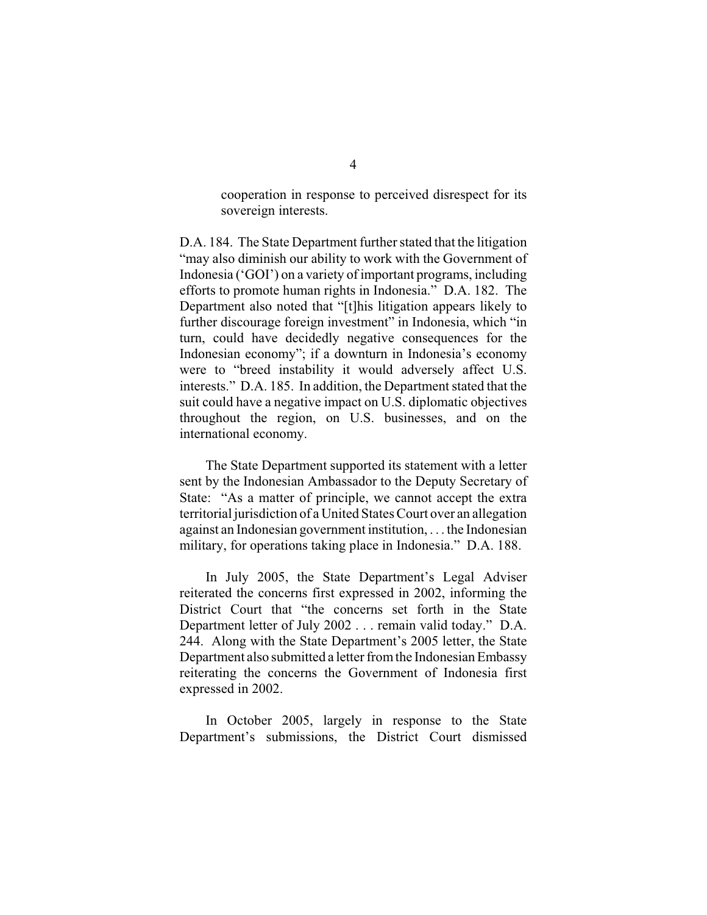> cooperation in response to perceived disrespect for its sovereign interests.

D.A. 184. The State Department further stated that the litigation "may also diminish our ability to work with the Government of Indonesia ('GOI') on a variety of important programs, including efforts to promote human rights in Indonesia." D.A. 182. The Department also noted that "[t]his litigation appears likely to further discourage foreign investment" in Indonesia, which "in turn, could have decidedly negative consequences for the Indonesian economy"; if a downturn in Indonesia's economy were to "breed instability it would adversely affect U.S. interests." D.A. 185. In addition, the Department stated that the suit could have a negative impact on U.S. diplomatic objectives throughout the region, on U.S. businesses, and on the international economy.

The State Department supported its statement with a letter sent by the Indonesian Ambassador to the Deputy Secretary of State: "As a matter of principle, we cannot accept the extra territorial jurisdiction of a United States Court over an allegation against an Indonesian government institution, . . . the Indonesian military, for operations taking place in Indonesia." D.A. 188.

In July 2005, the State Department's Legal Adviser reiterated the concerns first expressed in 2002, informing the District Court that "the concerns set forth in the State Department letter of July 2002 . . . remain valid today." D.A. 244. Along with the State Department's 2005 letter, the State Department also submitted a letter from the Indonesian Embassy reiterating the concerns the Government of Indonesia first expressed in 2002.

In October 2005, largely in response to the State Department's submissions, the District Court dismissed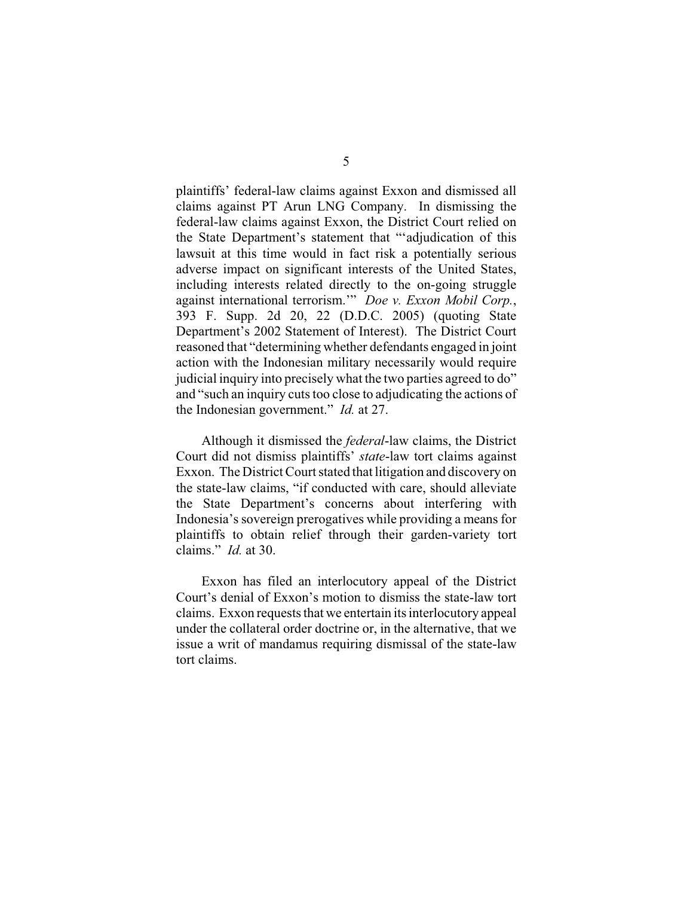plaintiffs' federal-law claims against Exxon and dismissed all claims against PT Arun LNG Company. In dismissing the federal-law claims against Exxon, the District Court relied on the State Department's statement that "'adjudication of this lawsuit at this time would in fact risk a potentially serious adverse impact on significant interests of the United States, including interests related directly to the on-going struggle against international terrorism.'" *Doe v. Exxon Mobil Corp.*, 393 F. Supp. 2d 20, 22 (D.D.C. 2005) (quoting State Department's 2002 Statement of Interest). The District Court reasoned that "determining whether defendants engaged in joint action with the Indonesian military necessarily would require judicial inquiry into precisely what the two parties agreed to do" and "such an inquiry cuts too close to adjudicating the actions of the Indonesian government." *Id.* at 27.

Although it dismissed the *federal*-law claims, the District Court did not dismiss plaintiffs' *state*-law tort claims against Exxon. The District Court stated that litigation and discovery on the state-law claims, "if conducted with care, should alleviate the State Department's concerns about interfering with Indonesia's sovereign prerogatives while providing a means for plaintiffs to obtain relief through their garden-variety tort claims." *Id.* at 30.

Exxon has filed an interlocutory appeal of the District Court's denial of Exxon's motion to dismiss the state-law tort claims. Exxon requests that we entertain its interlocutory appeal under the collateral order doctrine or, in the alternative, that we issue a writ of mandamus requiring dismissal of the state-law tort claims.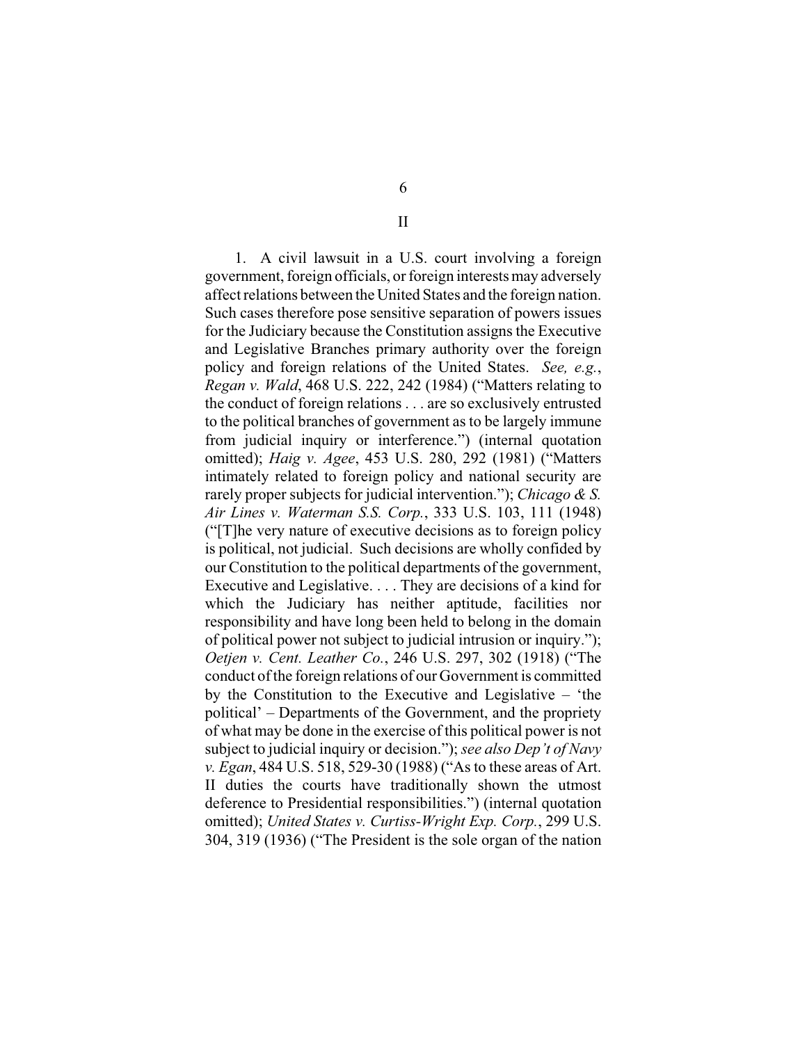# II

1. A civil lawsuit in a U.S. court involving a foreign government, foreign officials, or foreign interests may adversely affect relations between the United States and the foreign nation. Such cases therefore pose sensitive separation of powers issues for the Judiciary because the Constitution assigns the Executive and Legislative Branches primary authority over the foreign policy and foreign relations of the United States. *See, e.g.*, *Regan v. Wald*, 468 U.S. 222, 242 (1984) ("Matters relating to the conduct of foreign relations . . . are so exclusively entrusted to the political branches of government as to be largely immune from judicial inquiry or interference.") (internal quotation omitted); *Haig v. Agee*, 453 U.S. 280, 292 (1981) ("Matters intimately related to foreign policy and national security are rarely proper subjects for judicial intervention."); *Chicago & S. Air Lines v. Waterman S.S. Corp.*, 333 U.S. 103, 111 (1948) ("[T]he very nature of executive decisions as to foreign policy is political, not judicial. Such decisions are wholly confided by our Constitution to the political departments of the government, Executive and Legislative. . . . They are decisions of a kind for which the Judiciary has neither aptitude, facilities nor responsibility and have long been held to belong in the domain of political power not subject to judicial intrusion or inquiry."); *Oetjen v. Cent. Leather Co.*, 246 U.S. 297, 302 (1918) ("The conduct of the foreign relations of our Government is committed by the Constitution to the Executive and Legislative – 'the political' – Departments of the Government, and the propriety of what may be done in the exercise of this political power is not subject to judicial inquiry or decision."); *see also Dep't of Navy v. Egan*, 484 U.S. 518, 529-30 (1988) ("As to these areas of Art. II duties the courts have traditionally shown the utmost deference to Presidential responsibilities.") (internal quotation omitted); *United States v. Curtiss-Wright Exp. Corp.*, 299 U.S. 304, 319 (1936) ("The President is the sole organ of the nation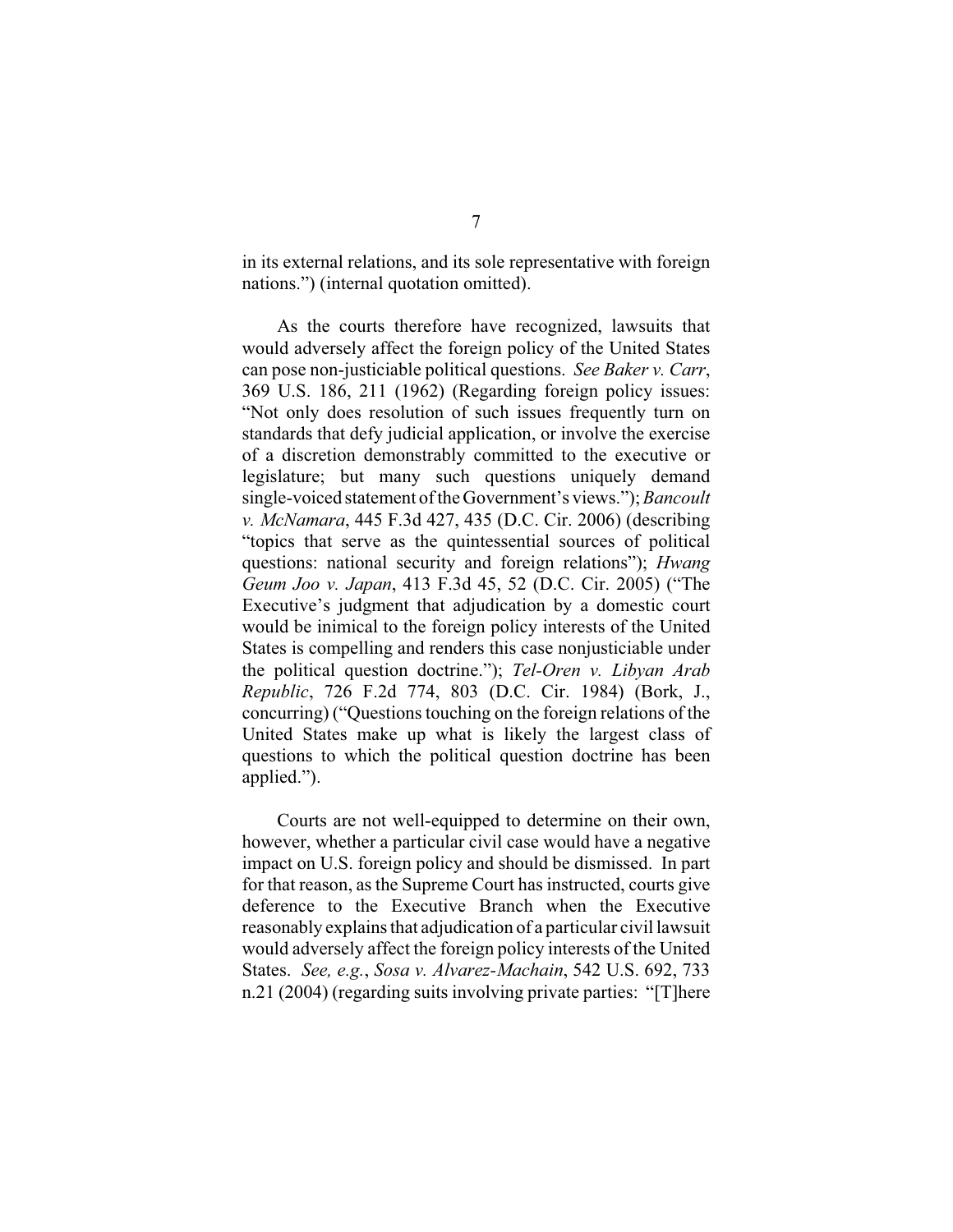in its external relations, and its sole representative with foreign nations.") (internal quotation omitted).

As the courts therefore have recognized, lawsuits that would adversely affect the foreign policy of the United States can pose non-justiciable political questions. *See Baker v. Carr*, 369 U.S. 186, 211 (1962) (Regarding foreign policy issues: "Not only does resolution of such issues frequently turn on standards that defy judicial application, or involve the exercise of a discretion demonstrably committed to the executive or legislature; but many such questions uniquely demand single-voiced statement of the Government's views."); *Bancoult v. McNamara*, 445 F.3d 427, 435 (D.C. Cir. 2006) (describing "topics that serve as the quintessential sources of political questions: national security and foreign relations"); *Hwang Geum Joo v. Japan*, 413 F.3d 45, 52 (D.C. Cir. 2005) ("The Executive's judgment that adjudication by a domestic court would be inimical to the foreign policy interests of the United States is compelling and renders this case nonjusticiable under the political question doctrine."); *Tel-Oren v. Libyan Arab Republic*, 726 F.2d 774, 803 (D.C. Cir. 1984) (Bork, J., concurring) ("Questions touching on the foreign relations of the United States make up what is likely the largest class of questions to which the political question doctrine has been applied.").

Courts are not well-equipped to determine on their own, however, whether a particular civil case would have a negative impact on U.S. foreign policy and should be dismissed. In part for that reason, as the Supreme Court has instructed, courts give deference to the Executive Branch when the Executive reasonably explains that adjudication of a particular civil lawsuit would adversely affect the foreign policy interests of the United States. *See, e.g.*, *Sosa v. Alvarez-Machain*, 542 U.S. 692, 733 n.21 (2004) (regarding suits involving private parties: "[T]here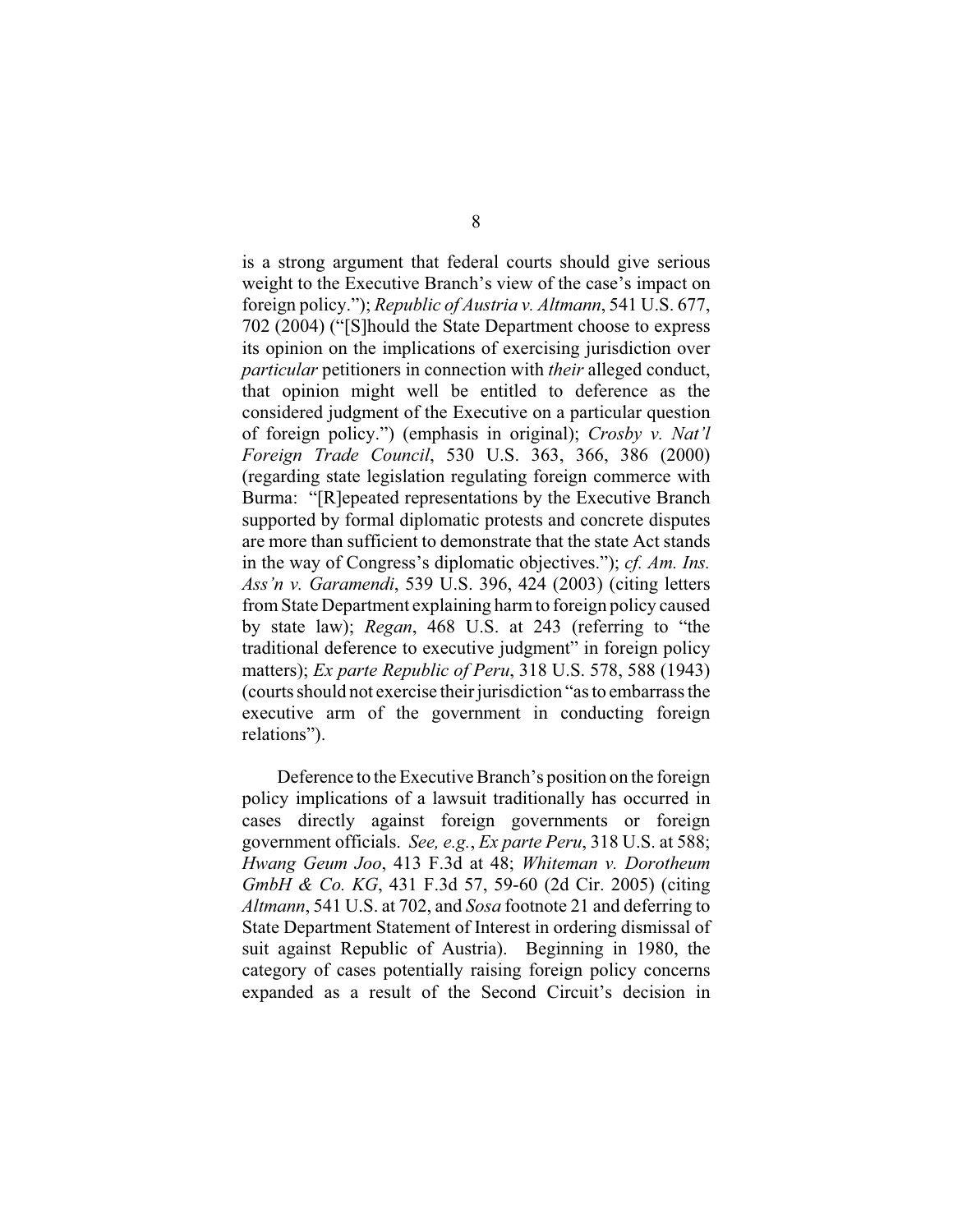is a strong argument that federal courts should give serious weight to the Executive Branch's view of the case's impact on foreign policy."); *Republic of Austria v. Altmann*, 541 U.S. 677, 702 (2004) ("[S]hould the State Department choose to express its opinion on the implications of exercising jurisdiction over *particular* petitioners in connection with *their* alleged conduct, that opinion might well be entitled to deference as the considered judgment of the Executive on a particular question of foreign policy.") (emphasis in original); *Crosby v. Nat'l Foreign Trade Council*, 530 U.S. 363, 366, 386 (2000) (regarding state legislation regulating foreign commerce with Burma: "[R]epeated representations by the Executive Branch supported by formal diplomatic protests and concrete disputes are more than sufficient to demonstrate that the state Act stands in the way of Congress's diplomatic objectives."); *cf. Am. Ins. Ass'n v. Garamendi*, 539 U.S. 396, 424 (2003) (citing letters from State Department explaining harm to foreign policy caused by state law); *Regan*, 468 U.S. at 243 (referring to "the traditional deference to executive judgment" in foreign policy matters); *Ex parte Republic of Peru*, 318 U.S. 578, 588 (1943) (courts should not exercise their jurisdiction "as to embarrass the executive arm of the government in conducting foreign relations").

Deference to the Executive Branch's position on the foreign policy implications of a lawsuit traditionally has occurred in cases directly against foreign governments or foreign government officials. *See, e.g.*, *Ex parte Peru*, 318 U.S. at 588; *Hwang Geum Joo*, 413 F.3d at 48; *Whiteman v. Dorotheum GmbH & Co. KG*, 431 F.3d 57, 59-60 (2d Cir. 2005) (citing *Altmann*, 541 U.S. at 702, and *Sosa* footnote 21 and deferring to State Department Statement of Interest in ordering dismissal of suit against Republic of Austria). Beginning in 1980, the category of cases potentially raising foreign policy concerns expanded as a result of the Second Circuit's decision in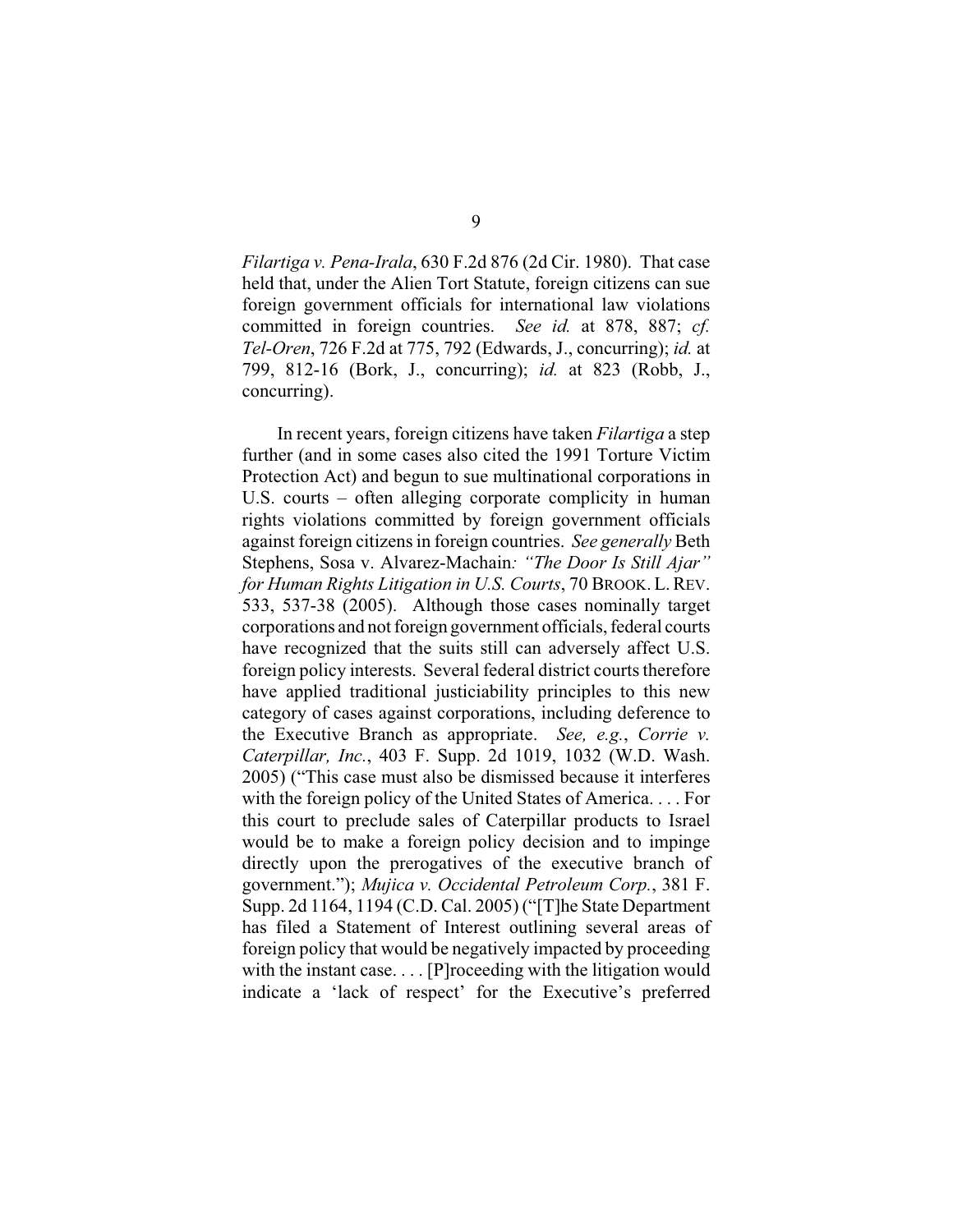*Filartiga v. Pena-Irala*, 630 F.2d 876 (2d Cir. 1980). That case held that, under the Alien Tort Statute, foreign citizens can sue foreign government officials for international law violations committed in foreign countries. *See id.* at 878, 887; *cf. Tel-Oren*, 726 F.2d at 775, 792 (Edwards, J., concurring); *id.* at 799, 812-16 (Bork, J., concurring); *id.* at 823 (Robb, J., concurring).

In recent years, foreign citizens have taken *Filartiga* a step further (and in some cases also cited the 1991 Torture Victim Protection Act) and begun to sue multinational corporations in U.S. courts – often alleging corporate complicity in human rights violations committed by foreign government officials against foreign citizens in foreign countries. *See generally* Beth Stephens, Sosa v. Alvarez-Machain*: "The Door Is Still Ajar" for Human Rights Litigation in U.S. Courts*, 70 BROOK. L. REV. 533, 537-38 (2005). Although those cases nominally target corporations and not foreign government officials, federal courts have recognized that the suits still can adversely affect U.S. foreign policy interests. Several federal district courts therefore have applied traditional justiciability principles to this new category of cases against corporations, including deference to the Executive Branch as appropriate. *See, e.g.*, *Corrie v. Caterpillar, Inc.*, 403 F. Supp. 2d 1019, 1032 (W.D. Wash. 2005) ("This case must also be dismissed because it interferes with the foreign policy of the United States of America. . . . For this court to preclude sales of Caterpillar products to Israel would be to make a foreign policy decision and to impinge directly upon the prerogatives of the executive branch of government."); *Mujica v. Occidental Petroleum Corp.*, 381 F. Supp. 2d 1164, 1194 (C.D. Cal. 2005) ("[T]he State Department has filed a Statement of Interest outlining several areas of foreign policy that would be negatively impacted by proceeding with the instant case. . . . [P]roceeding with the litigation would indicate a 'lack of respect' for the Executive's preferred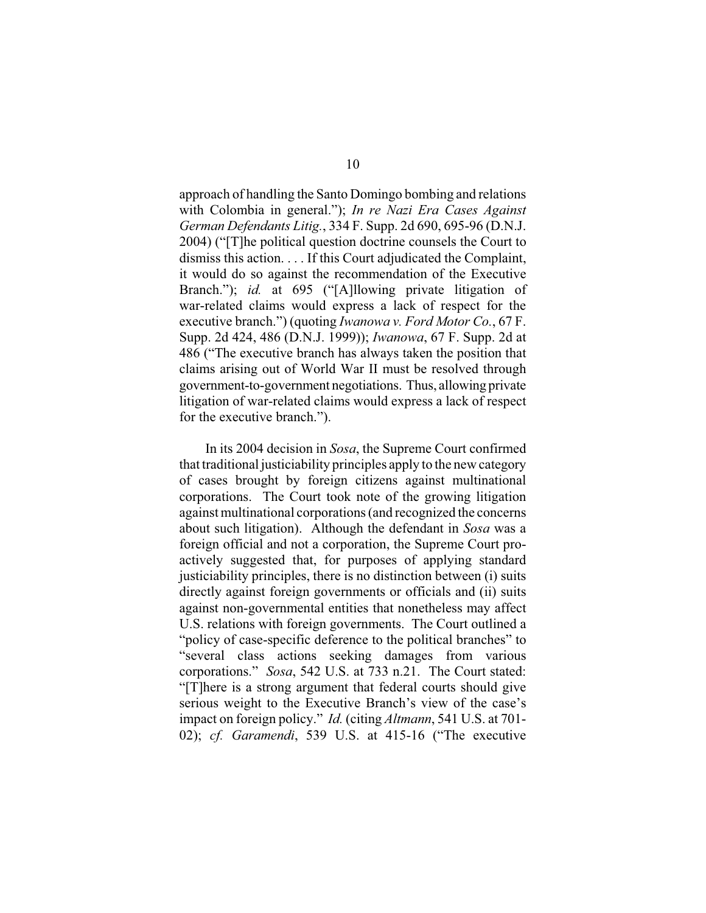approach of handling the Santo Domingo bombing and relations with Colombia in general."); *In re Nazi Era Cases Against German Defendants Litig.*, 334 F. Supp. 2d 690, 695-96 (D.N.J. 2004) ("[T]he political question doctrine counsels the Court to dismiss this action. . . . If this Court adjudicated the Complaint, it would do so against the recommendation of the Executive Branch."); *id.* at 695 ("[A]llowing private litigation of war-related claims would express a lack of respect for the executive branch.") (quoting *Iwanowa v. Ford Motor Co.*, 67 F. Supp. 2d 424, 486 (D.N.J. 1999)); *Iwanowa*, 67 F. Supp. 2d at 486 ("The executive branch has always taken the position that claims arising out of World War II must be resolved through government-to-government negotiations. Thus, allowing private litigation of war-related claims would express a lack of respect for the executive branch.").

In its 2004 decision in *Sosa*, the Supreme Court confirmed that traditional justiciability principles apply to the new category of cases brought by foreign citizens against multinational corporations. The Court took note of the growing litigation against multinational corporations (and recognized the concerns about such litigation). Although the defendant in *Sosa* was a foreign official and not a corporation, the Supreme Court proactively suggested that, for purposes of applying standard justiciability principles, there is no distinction between (i) suits directly against foreign governments or officials and (ii) suits against non-governmental entities that nonetheless may affect U.S. relations with foreign governments. The Court outlined a "policy of case-specific deference to the political branches" to "several class actions seeking damages from various corporations." *Sosa*, 542 U.S. at 733 n.21. The Court stated: "[T]here is a strong argument that federal courts should give serious weight to the Executive Branch's view of the case's impact on foreign policy." *Id.* (citing *Altmann*, 541 U.S. at 701-02); *cf. Garamendi*, 539 U.S. at 415-16 ("The executive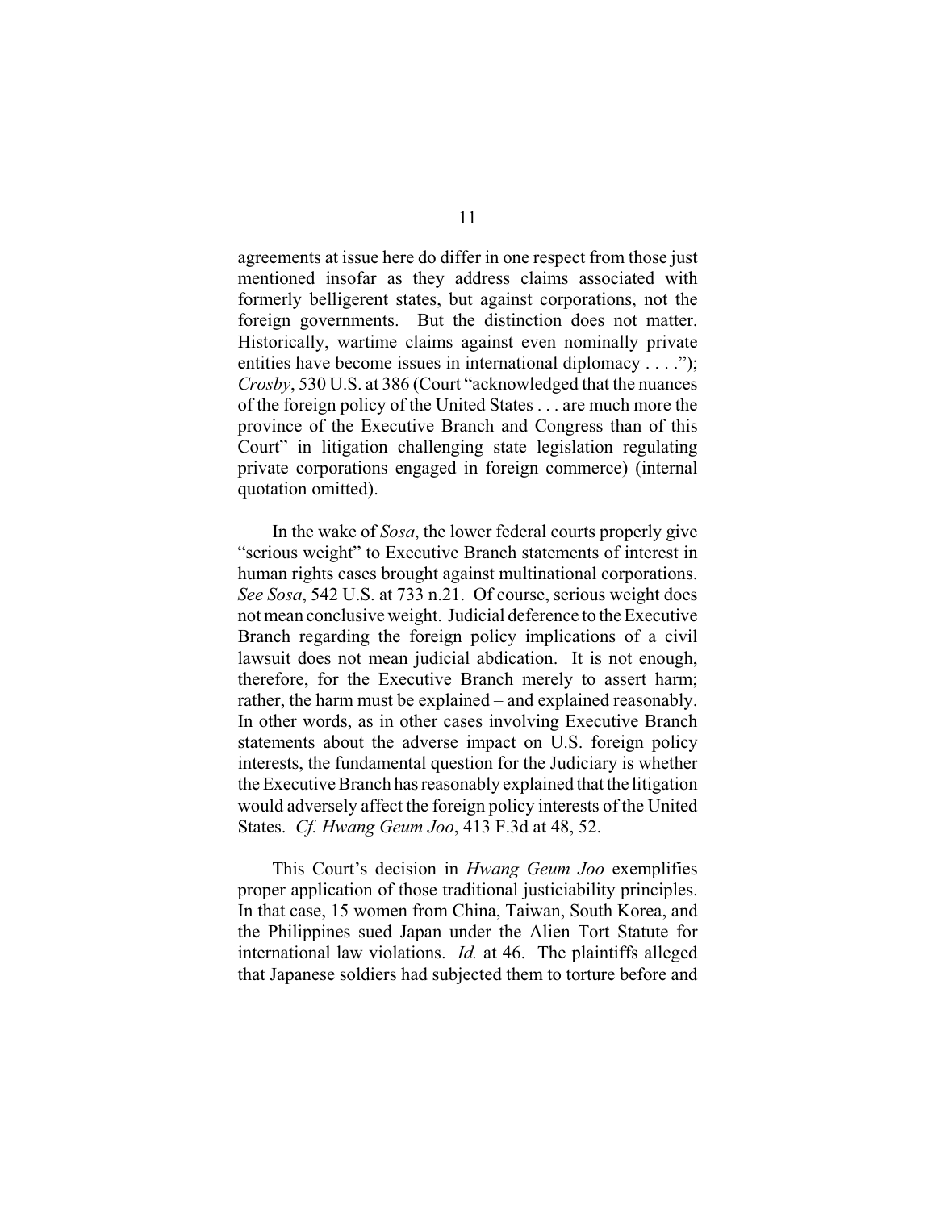agreements at issue here do differ in one respect from those just mentioned insofar as they address claims associated with formerly belligerent states, but against corporations, not the foreign governments. But the distinction does not matter. Historically, wartime claims against even nominally private entities have become issues in international diplomacy . . . ."); *Crosby*, 530 U.S. at 386 (Court "acknowledged that the nuances of the foreign policy of the United States . . . are much more the province of the Executive Branch and Congress than of this Court" in litigation challenging state legislation regulating private corporations engaged in foreign commerce) (internal quotation omitted).

In the wake of *Sosa*, the lower federal courts properly give "serious weight" to Executive Branch statements of interest in human rights cases brought against multinational corporations. *See Sosa*, 542 U.S. at 733 n.21. Of course, serious weight does not mean conclusive weight. Judicial deference to the Executive Branch regarding the foreign policy implications of a civil lawsuit does not mean judicial abdication. It is not enough, therefore, for the Executive Branch merely to assert harm; rather, the harm must be explained – and explained reasonably. In other words, as in other cases involving Executive Branch statements about the adverse impact on U.S. foreign policy interests, the fundamental question for the Judiciary is whether the Executive Branch has reasonably explained that the litigation would adversely affect the foreign policy interests of the United States. *Cf. Hwang Geum Joo*, 413 F.3d at 48, 52.

This Court's decision in *Hwang Geum Joo* exemplifies proper application of those traditional justiciability principles. In that case, 15 women from China, Taiwan, South Korea, and the Philippines sued Japan under the Alien Tort Statute for international law violations. *Id.* at 46. The plaintiffs alleged that Japanese soldiers had subjected them to torture before and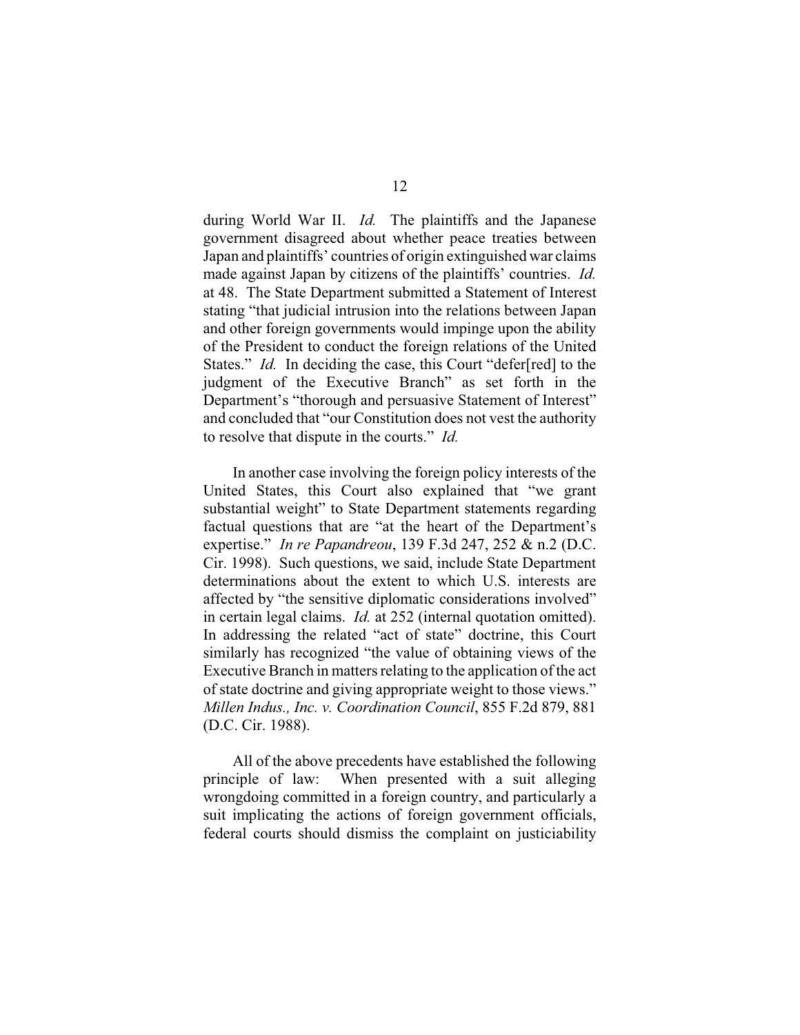during World War II. *Id.* The plaintiffs and the Japanese government disagreed about whether peace treaties between Japan and plaintiffs' countries of origin extinguished war claims made against Japan by citizens of the plaintiffs' countries. *Id.* at 48. The State Department submitted a Statement of Interest stating "that judicial intrusion into the relations between Japan and other foreign governments would impinge upon the ability of the President to conduct the foreign relations of the United States." *Id.* In deciding the case, this Court "defer[red] to the judgment of the Executive Branch" as set forth in the Department's "thorough and persuasive Statement of Interest" and concluded that "our Constitution does not vest the authority to resolve that dispute in the courts." *Id.*

In another case involving the foreign policy interests of the United States, this Court also explained that "we grant substantial weight" to State Department statements regarding factual questions that are "at the heart of the Department's expertise." *In re Papandreou*, 139 F.3d 247, 252 & n.2 (D.C. Cir. 1998). Such questions, we said, include State Department determinations about the extent to which U.S. interests are affected by "the sensitive diplomatic considerations involved" in certain legal claims. *Id.* at 252 (internal quotation omitted). In addressing the related "act of state" doctrine, this Court similarly has recognized "the value of obtaining views of the Executive Branch in matters relating to the application of the act of state doctrine and giving appropriate weight to those views." *Millen Indus., Inc. v. Coordination Council*, 855 F.2d 879, 881 (D.C. Cir. 1988).

All of the above precedents have established the following principle of law: When presented with a suit alleging wrongdoing committed in a foreign country, and particularly a suit implicating the actions of foreign government officials, federal courts should dismiss the complaint on justiciability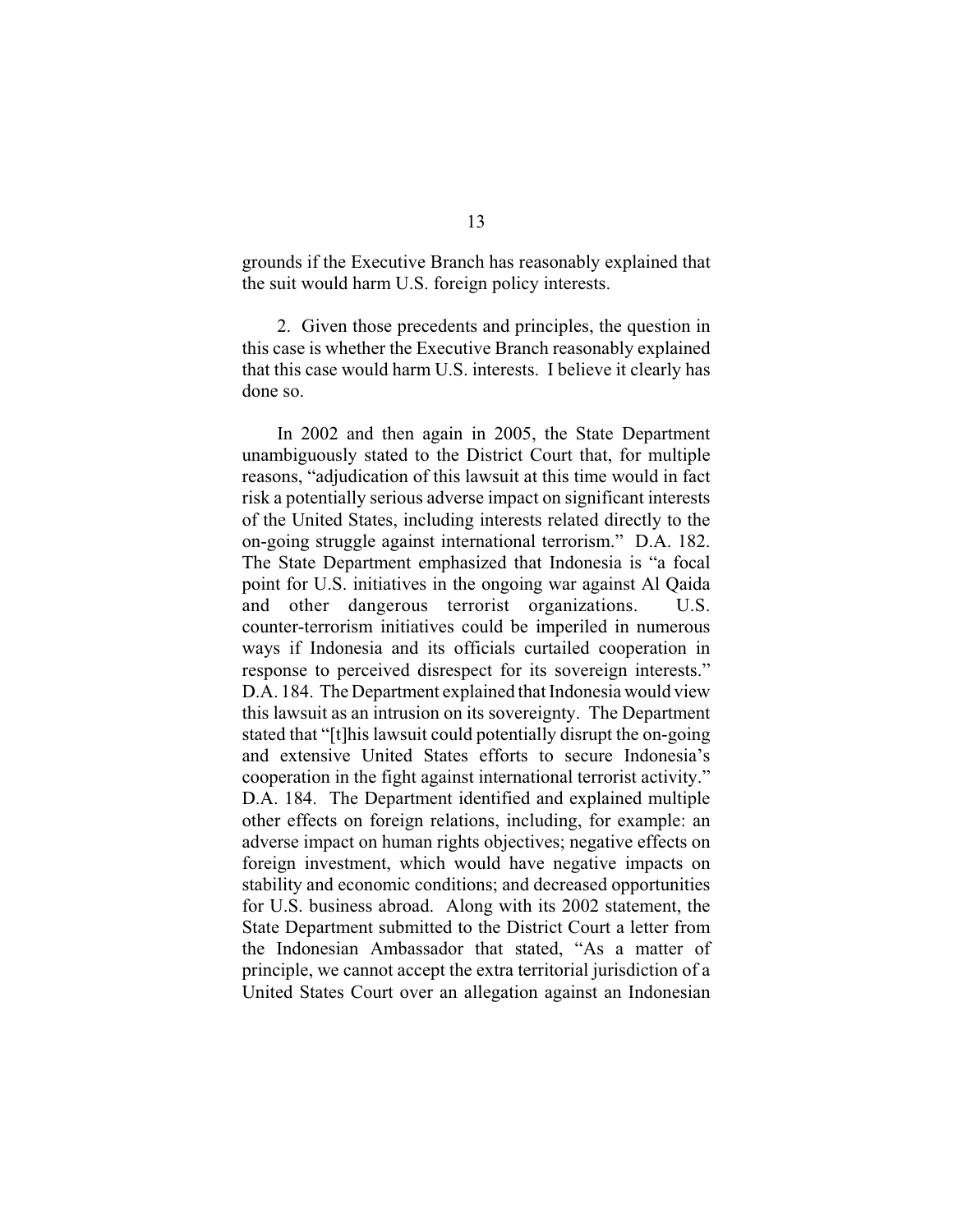grounds if the Executive Branch has reasonably explained that the suit would harm U.S. foreign policy interests.

2. Given those precedents and principles, the question in this case is whether the Executive Branch reasonably explained that this case would harm U.S. interests. I believe it clearly has done so.

In 2002 and then again in 2005, the State Department unambiguously stated to the District Court that, for multiple reasons, "adjudication of this lawsuit at this time would in fact risk a potentially serious adverse impact on significant interests of the United States, including interests related directly to the on-going struggle against international terrorism." D.A. 182. The State Department emphasized that Indonesia is "a focal point for U.S. initiatives in the ongoing war against Al Qaida and other dangerous terrorist organizations. U.S. counter-terrorism initiatives could be imperiled in numerous ways if Indonesia and its officials curtailed cooperation in response to perceived disrespect for its sovereign interests." D.A. 184. The Department explained that Indonesia would view this lawsuit as an intrusion on its sovereignty. The Department stated that "[t]his lawsuit could potentially disrupt the on-going and extensive United States efforts to secure Indonesia's cooperation in the fight against international terrorist activity." D.A. 184. The Department identified and explained multiple other effects on foreign relations, including, for example: an adverse impact on human rights objectives; negative effects on foreign investment, which would have negative impacts on stability and economic conditions; and decreased opportunities for U.S. business abroad. Along with its 2002 statement, the State Department submitted to the District Court a letter from the Indonesian Ambassador that stated, "As a matter of principle, we cannot accept the extra territorial jurisdiction of a United States Court over an allegation against an Indonesian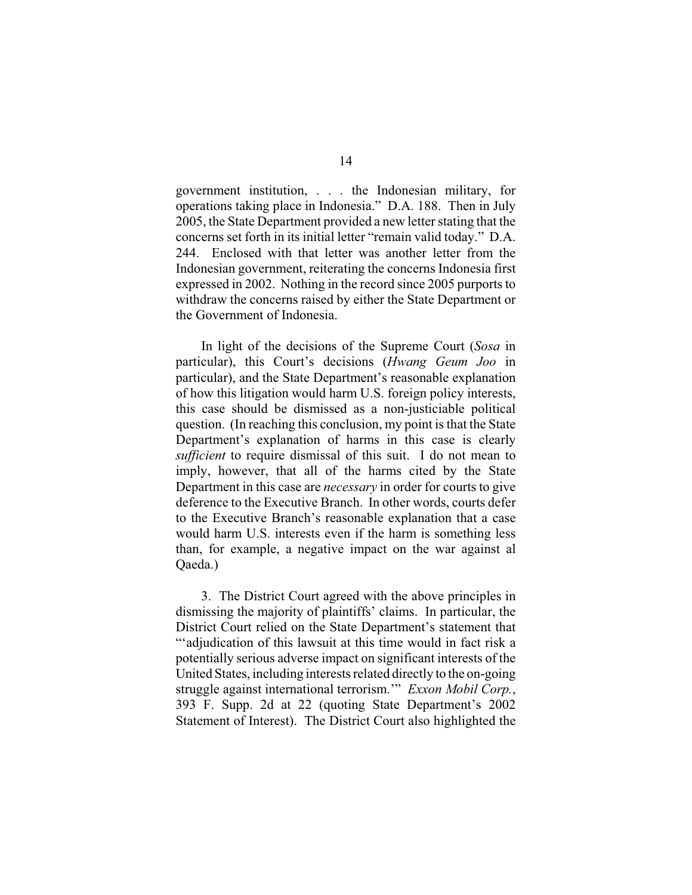government institution, . . . the Indonesian military, for operations taking place in Indonesia." D.A. 188. Then in July 2005, the State Department provided a new letter stating that the concerns set forth in its initial letter "remain valid today." D.A. 244. Enclosed with that letter was another letter from the Indonesian government, reiterating the concerns Indonesia first expressed in 2002. Nothing in the record since 2005 purports to withdraw the concerns raised by either the State Department or the Government of Indonesia.

In light of the decisions of the Supreme Court (*Sosa* in particular), this Court's decisions (*Hwang Geum Joo* in particular), and the State Department's reasonable explanation of how this litigation would harm U.S. foreign policy interests, this case should be dismissed as a non-justiciable political question. (In reaching this conclusion, my point is that the State Department's explanation of harms in this case is clearly *sufficient* to require dismissal of this suit. I do not mean to imply, however, that all of the harms cited by the State Department in this case are *necessary* in order for courts to give deference to the Executive Branch. In other words, courts defer to the Executive Branch's reasonable explanation that a case would harm U.S. interests even if the harm is something less than, for example, a negative impact on the war against al Qaeda.)

3. The District Court agreed with the above principles in dismissing the majority of plaintiffs' claims. In particular, the District Court relied on the State Department's statement that "'adjudication of this lawsuit at this time would in fact risk a potentially serious adverse impact on significant interests of the United States, including interests related directly to the on-going struggle against international terrorism.'" *Exxon Mobil Corp.*, 393 F. Supp. 2d at 22 (quoting State Department's 2002 Statement of Interest). The District Court also highlighted the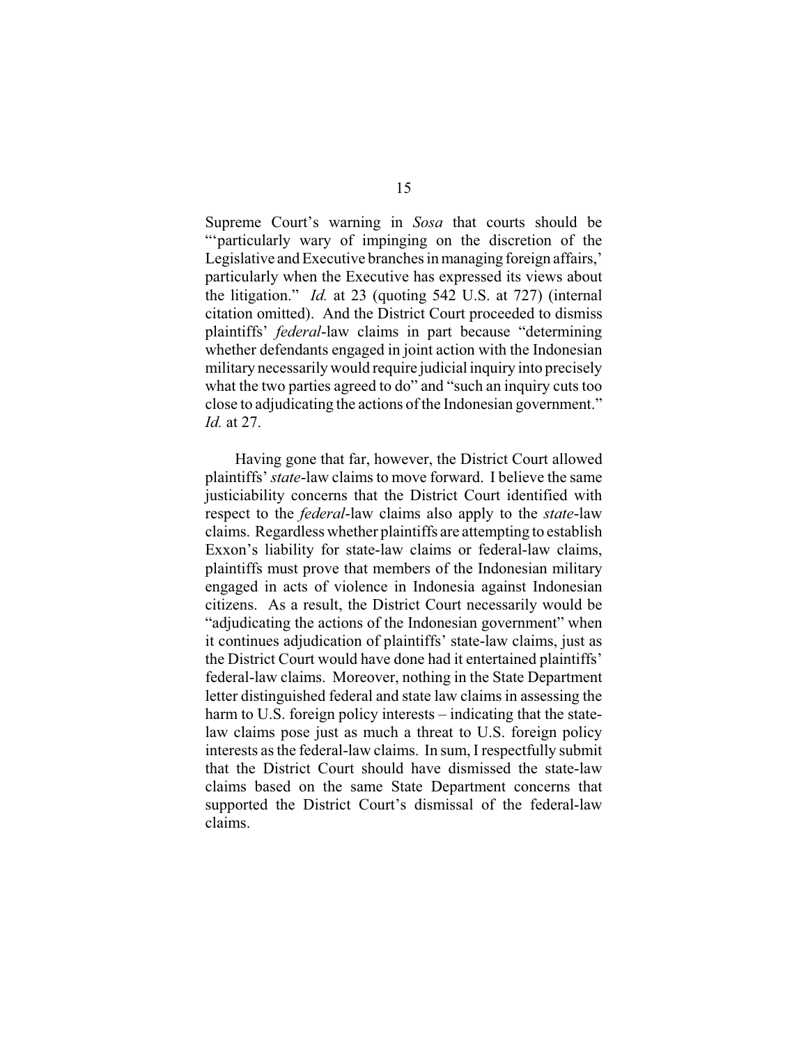Supreme Court's warning in *Sosa* that courts should be "'particularly wary of impinging on the discretion of the Legislative and Executive branches in managing foreign affairs,' particularly when the Executive has expressed its views about the litigation." *Id.* at 23 (quoting 542 U.S. at 727) (internal citation omitted). And the District Court proceeded to dismiss plaintiffs' *federal*-law claims in part because "determining whether defendants engaged in joint action with the Indonesian military necessarily would require judicial inquiry into precisely what the two parties agreed to do" and "such an inquiry cuts too close to adjudicating the actions of the Indonesian government." *Id.* at 27.

Having gone that far, however, the District Court allowed plaintiffs' *state*-law claims to move forward. I believe the same justiciability concerns that the District Court identified with respect to the *federal*-law claims also apply to the *state*-law claims. Regardless whether plaintiffs are attempting to establish Exxon's liability for state-law claims or federal-law claims, plaintiffs must prove that members of the Indonesian military engaged in acts of violence in Indonesia against Indonesian citizens. As a result, the District Court necessarily would be "adjudicating the actions of the Indonesian government" when it continues adjudication of plaintiffs' state-law claims, just as the District Court would have done had it entertained plaintiffs' federal-law claims. Moreover, nothing in the State Department letter distinguished federal and state law claims in assessing the harm to U.S. foreign policy interests – indicating that the state-law claims pose just as much a threat to U.S. foreign policy interests as the federal-law claims. In sum, I respectfully submit that the District Court should have dismissed the state-law claims based on the same State Department concerns that supported the District Court's dismissal of the federal-law claims.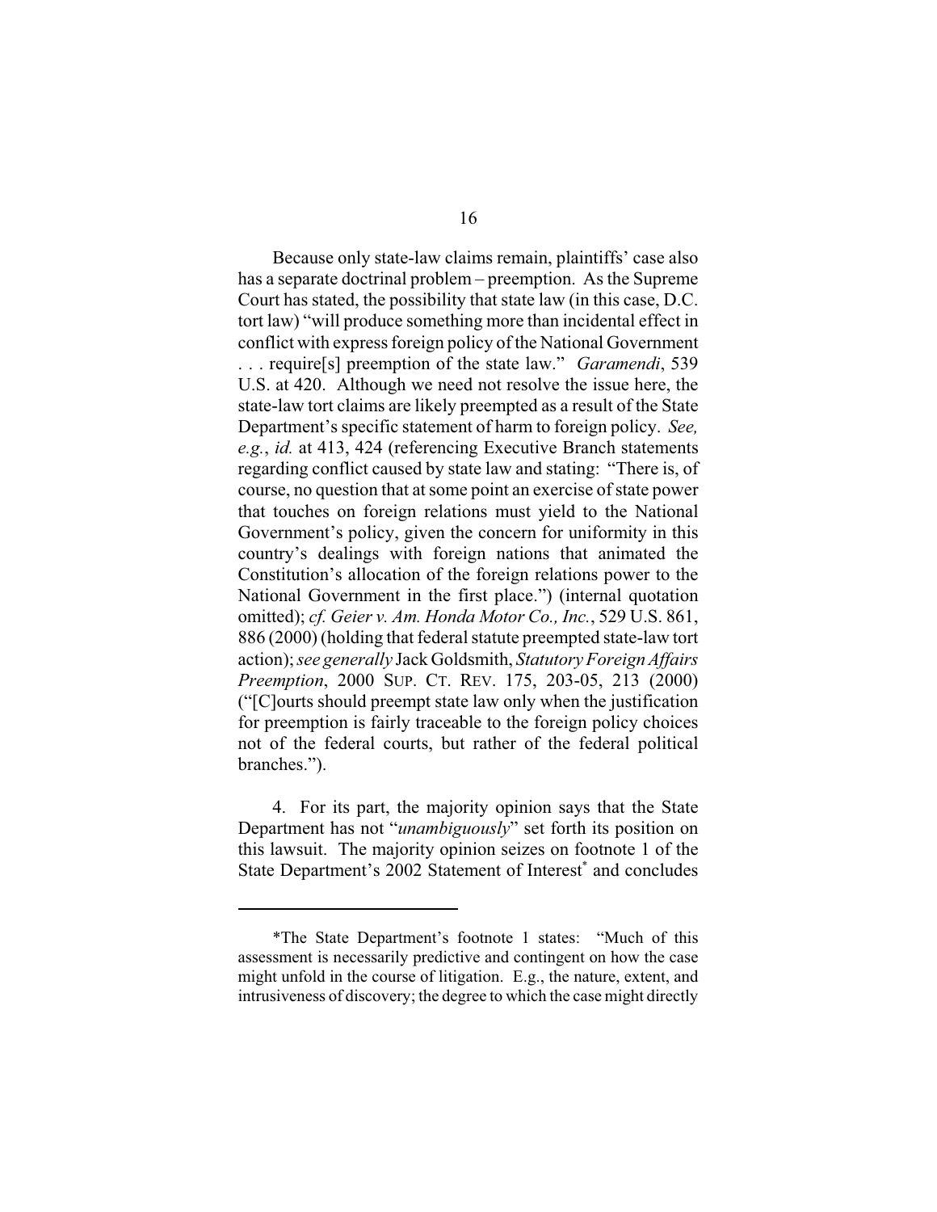Because only state-law claims remain, plaintiffs' case also has a separate doctrinal problem – preemption. As the Supreme Court has stated, the possibility that state law (in this case, D.C. tort law) "will produce something more than incidental effect in conflict with express foreign policy of the National Government . . . require[s] preemption of the state law." *Garamendi*, 539 U.S. at 420. Although we need not resolve the issue here, the state-law tort claims are likely preempted as a result of the State Department's specific statement of harm to foreign policy. *See, e.g.*, *id.* at 413, 424 (referencing Executive Branch statements regarding conflict caused by state law and stating: "There is, of course, no question that at some point an exercise of state power that touches on foreign relations must yield to the National Government's policy, given the concern for uniformity in this country's dealings with foreign nations that animated the Constitution's allocation of the foreign relations power to the National Government in the first place.") (internal quotation omitted); *cf. Geier v. Am. Honda Motor Co., Inc.*, 529 U.S. 861, 886 (2000) (holding that federal statute preempted state-law tort action); *see generally* Jack Goldsmith, *Statutory Foreign Affairs Preemption*, 2000 SUP. CT. REV. 175, 203-05, 213 (2000) ("[C]ourts should preempt state law only when the justification for preemption is fairly traceable to the foreign policy choices not of the federal courts, but rather of the federal political branches.").

4. For its part, the majority opinion says that the State Department has not "*unambiguously*" set forth its position on this lawsuit. The majority opinion seizes on footnote 1 of the State Department's 2002 Statement of Interest* and concludes

---

*The State Department's footnote 1 states: "Much of this assessment is necessarily predictive and contingent on how the case might unfold in the course of litigation. E.g., the nature, extent, and intrusiveness of discovery; the degree to which the case might directly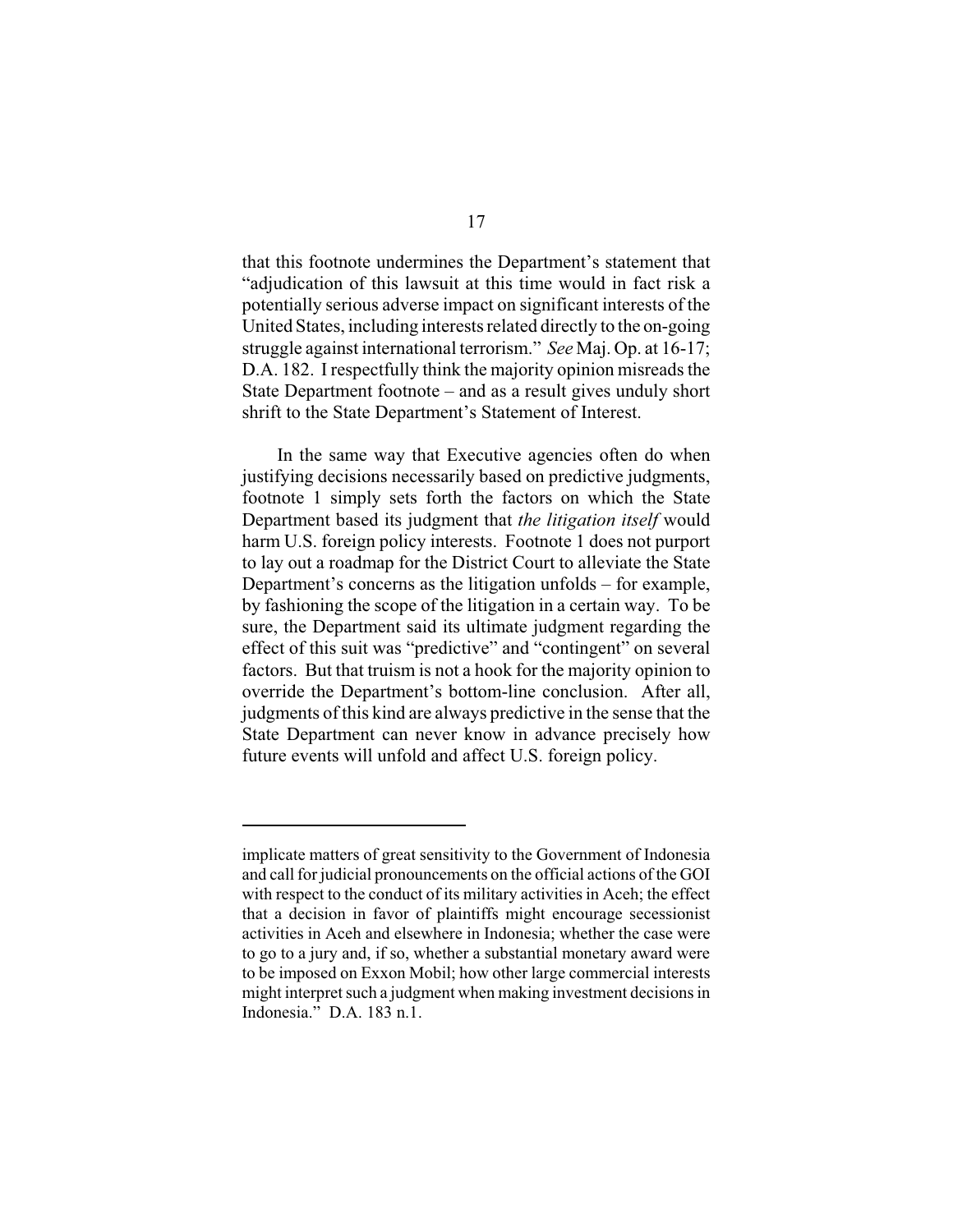that this footnote undermines the Department's statement that "adjudication of this lawsuit at this time would in fact risk a potentially serious adverse impact on significant interests of the United States, including interests related directly to the on-going struggle against international terrorism." *See* Maj. Op. at 16-17; D.A. 182. I respectfully think the majority opinion misreads the State Department footnote – and as a result gives unduly short shrift to the State Department's Statement of Interest.

In the same way that Executive agencies often do when justifying decisions necessarily based on predictive judgments, footnote 1 simply sets forth the factors on which the State Department based its judgment that *the litigation itself* would harm U.S. foreign policy interests. Footnote 1 does not purport to lay out a roadmap for the District Court to alleviate the State Department's concerns as the litigation unfolds – for example, by fashioning the scope of the litigation in a certain way. To be sure, the Department said its ultimate judgment regarding the effect of this suit was "predictive" and "contingent" on several factors. But that truism is not a hook for the majority opinion to override the Department's bottom-line conclusion. After all, judgments of this kind are always predictive in the sense that the State Department can never know in advance precisely how future events will unfold and affect U.S. foreign policy.

---

implicate matters of great sensitivity to the Government of Indonesia and call for judicial pronouncements on the official actions of the GOI with respect to the conduct of its military activities in Aceh; the effect that a decision in favor of plaintiffs might encourage secessionist activities in Aceh and elsewhere in Indonesia; whether the case were to go to a jury and, if so, whether a substantial monetary award were to be imposed on Exxon Mobil; how other large commercial interests might interpret such a judgment when making investment decisions in Indonesia." D.A. 183 n.1.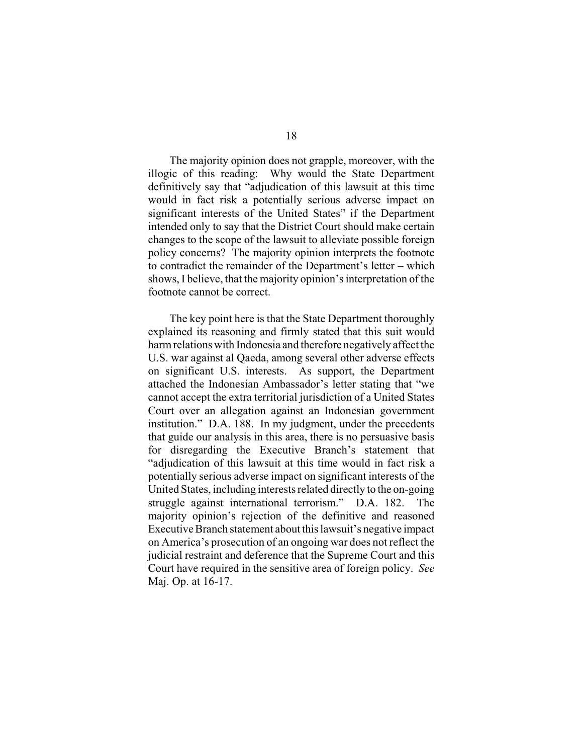The majority opinion does not grapple, moreover, with the illogic of this reading: Why would the State Department definitively say that "adjudication of this lawsuit at this time would in fact risk a potentially serious adverse impact on significant interests of the United States" if the Department intended only to say that the District Court should make certain changes to the scope of the lawsuit to alleviate possible foreign policy concerns? The majority opinion interprets the footnote to contradict the remainder of the Department's letter – which shows, I believe, that the majority opinion's interpretation of the footnote cannot be correct.

The key point here is that the State Department thoroughly explained its reasoning and firmly stated that this suit would harm relations with Indonesia and therefore negatively affect the U.S. war against al Qaeda, among several other adverse effects on significant U.S. interests. As support, the Department attached the Indonesian Ambassador's letter stating that "we cannot accept the extra territorial jurisdiction of a United States Court over an allegation against an Indonesian government institution." D.A. 188. In my judgment, under the precedents that guide our analysis in this area, there is no persuasive basis for disregarding the Executive Branch's statement that "adjudication of this lawsuit at this time would in fact risk a potentially serious adverse impact on significant interests of the United States, including interests related directly to the on-going struggle against international terrorism." D.A. 182. The majority opinion's rejection of the definitive and reasoned Executive Branch statement about this lawsuit's negative impact on America's prosecution of an ongoing war does not reflect the judicial restraint and deference that the Supreme Court and this Court have required in the sensitive area of foreign policy. *See* Maj. Op. at 16-17.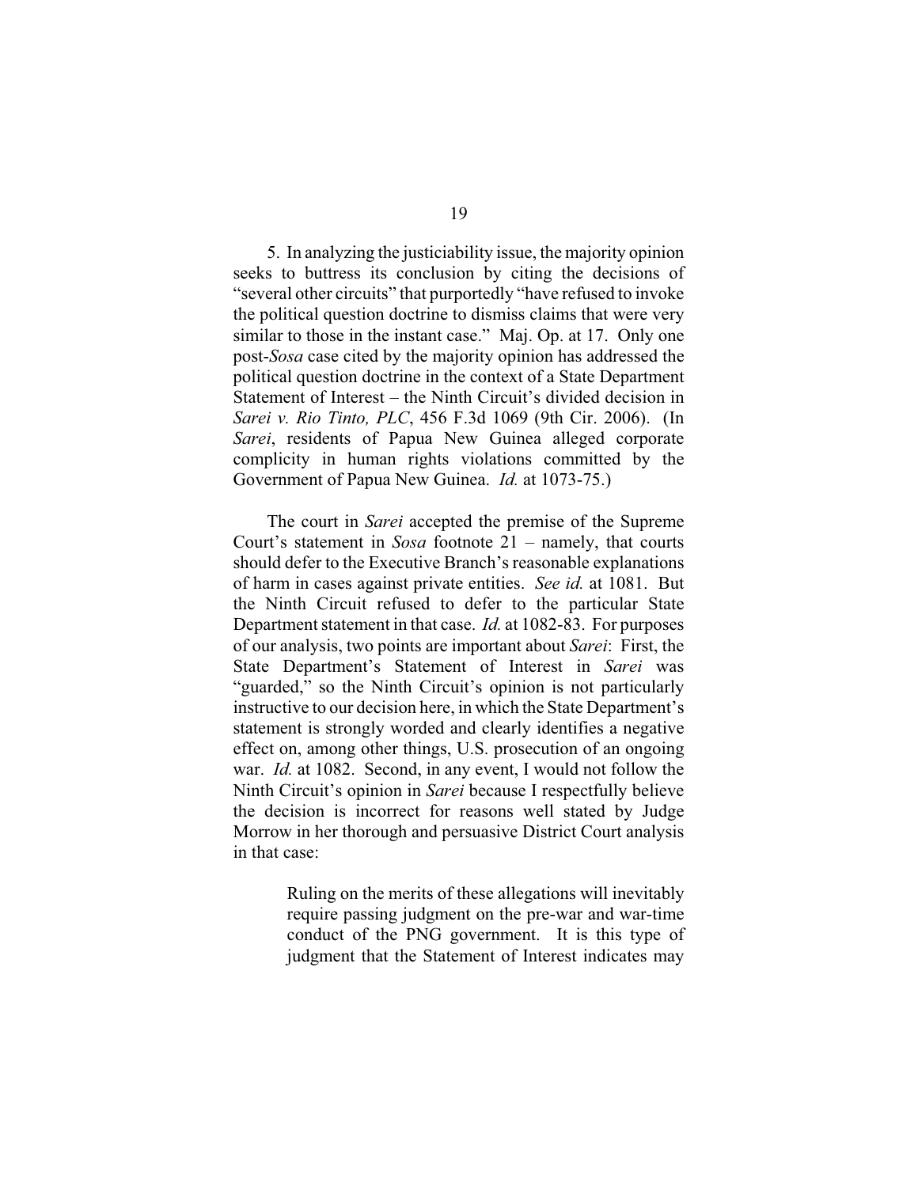5. In analyzing the justiciability issue, the majority opinion seeks to buttress its conclusion by citing the decisions of "several other circuits" that purportedly "have refused to invoke the political question doctrine to dismiss claims that were very similar to those in the instant case." Maj. Op. at 17. Only one post-*Sosa* case cited by the majority opinion has addressed the political question doctrine in the context of a State Department Statement of Interest – the Ninth Circuit's divided decision in *Sarei v. Rio Tinto, PLC*, 456 F.3d 1069 (9th Cir. 2006). (In *Sarei*, residents of Papua New Guinea alleged corporate complicity in human rights violations committed by the Government of Papua New Guinea. *Id.* at 1073-75.)

The court in *Sarei* accepted the premise of the Supreme Court's statement in *Sosa* footnote 21 – namely, that courts should defer to the Executive Branch's reasonable explanations of harm in cases against private entities. *See id.* at 1081. But the Ninth Circuit refused to defer to the particular State Department statement in that case. *Id.* at 1082-83. For purposes of our analysis, two points are important about *Sarei*: First, the State Department's Statement of Interest in *Sarei* was "guarded," so the Ninth Circuit's opinion is not particularly instructive to our decision here, in which the State Department's statement is strongly worded and clearly identifies a negative effect on, among other things, U.S. prosecution of an ongoing war. *Id.* at 1082. Second, in any event, I would not follow the Ninth Circuit's opinion in *Sarei* because I respectfully believe the decision is incorrect for reasons well stated by Judge Morrow in her thorough and persuasive District Court analysis in that case:

> Ruling on the merits of these allegations will inevitably require passing judgment on the pre-war and war-time conduct of the PNG government. It is this type of judgment that the Statement of Interest indicates may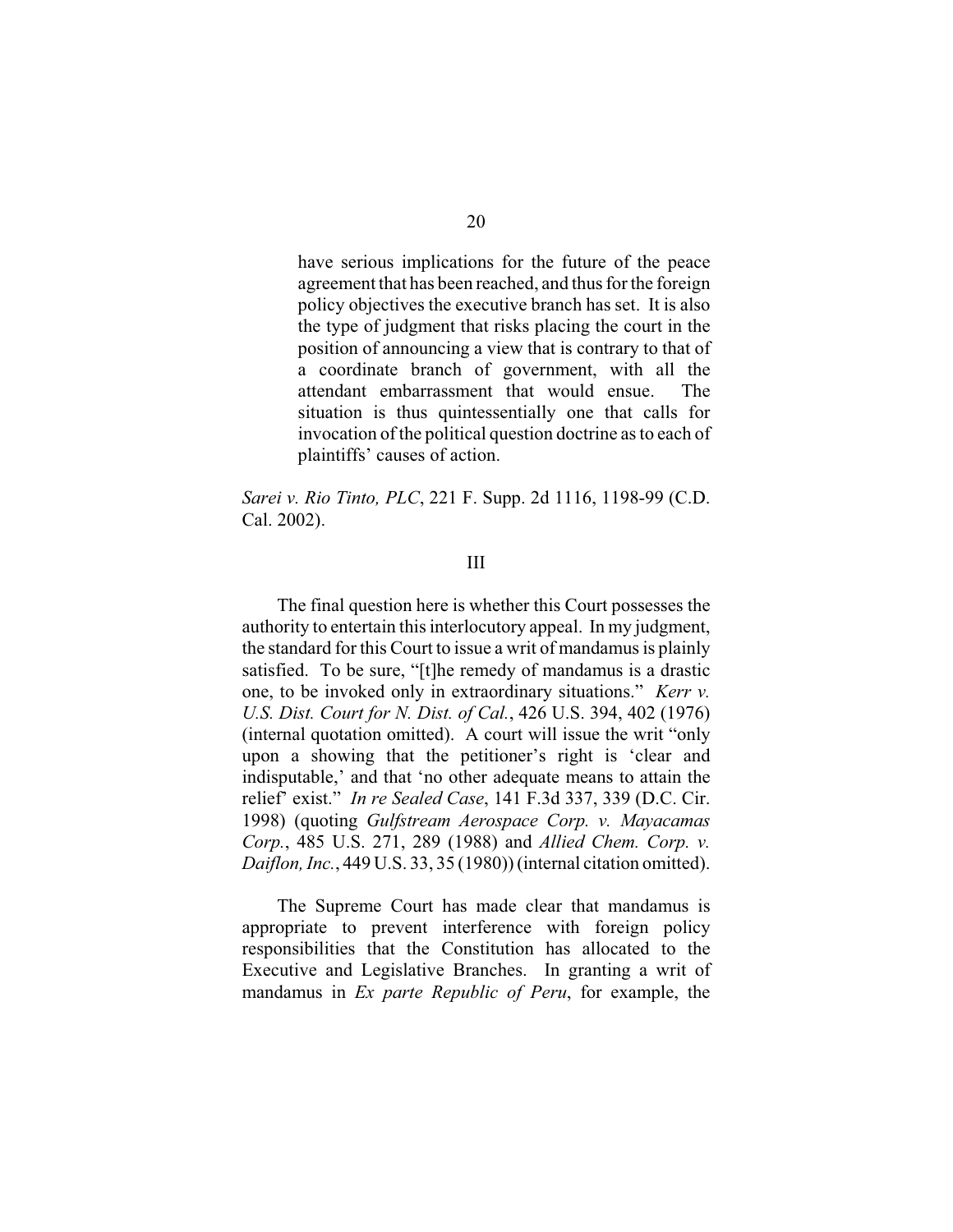> have serious implications for the future of the peace agreement that has been reached, and thus for the foreign policy objectives the executive branch has set. It is also the type of judgment that risks placing the court in the position of announcing a view that is contrary to that of a coordinate branch of government, with all the attendant embarrassment that would ensue. The situation is thus quintessentially one that calls for invocation of the political question doctrine as to each of plaintiffs' causes of action.

*Sarei v. Rio Tinto, PLC*, 221 F. Supp. 2d 1116, 1198-99 (C.D. Cal. 2002).

### III

The final question here is whether this Court possesses the authority to entertain this interlocutory appeal. In my judgment, the standard for this Court to issue a writ of mandamus is plainly satisfied. To be sure, "[t]he remedy of mandamus is a drastic one, to be invoked only in extraordinary situations." *Kerr v. U.S. Dist. Court for N. Dist. of Cal.*, 426 U.S. 394, 402 (1976) (internal quotation omitted). A court will issue the writ "only upon a showing that the petitioner's right is 'clear and indisputable,' and that 'no other adequate means to attain the relief' exist." *In re Sealed Case*, 141 F.3d 337, 339 (D.C. Cir. 1998) (quoting *Gulfstream Aerospace Corp. v. Mayacamas Corp.*, 485 U.S. 271, 289 (1988) and *Allied Chem. Corp. v. Daiflon, Inc.*, 449 U.S. 33, 35 (1980)) (internal citation omitted).

The Supreme Court has made clear that mandamus is appropriate to prevent interference with foreign policy responsibilities that the Constitution has allocated to the Executive and Legislative Branches. In granting a writ of mandamus in *Ex parte Republic of Peru*, for example, the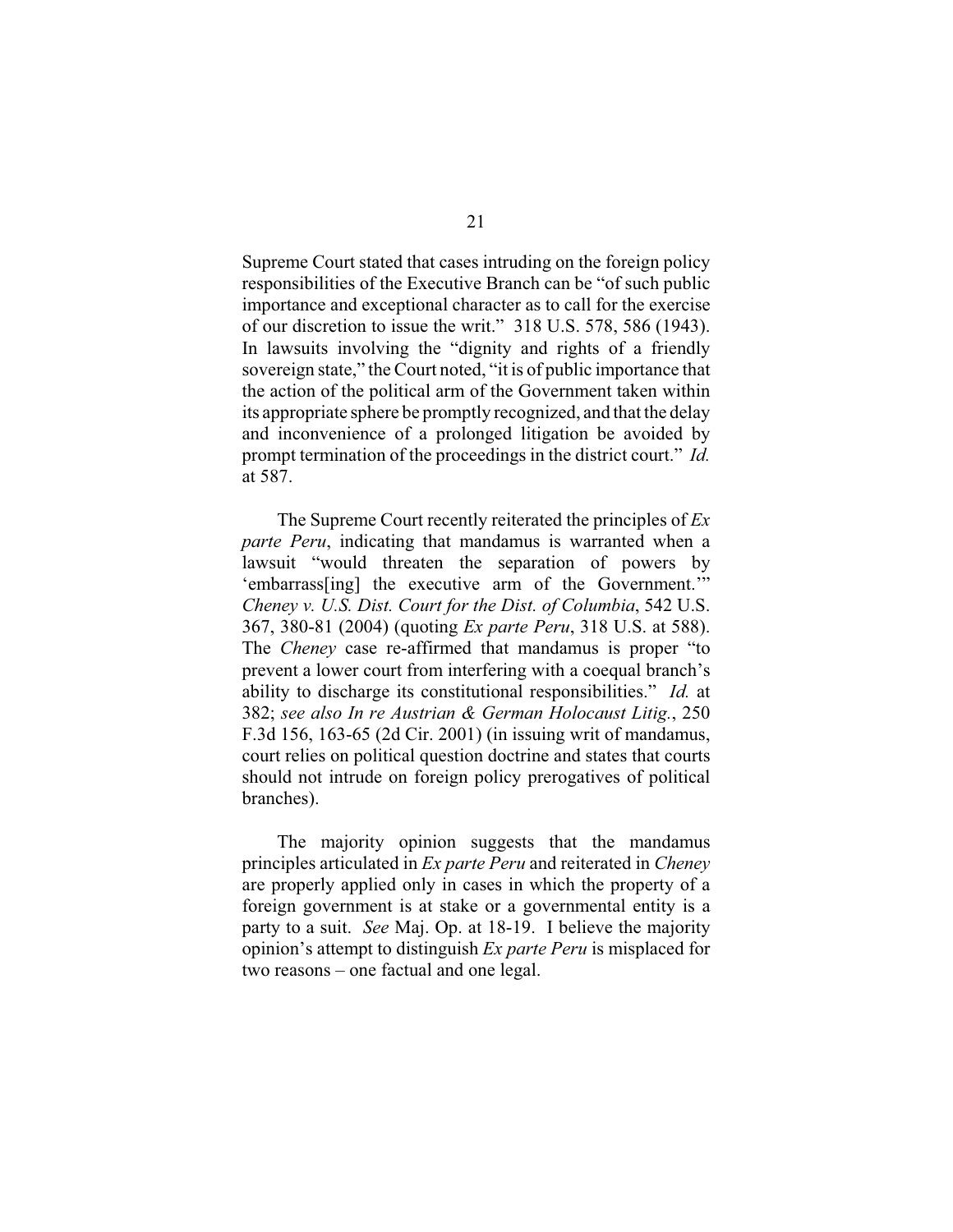Supreme Court stated that cases intruding on the foreign policy responsibilities of the Executive Branch can be "of such public importance and exceptional character as to call for the exercise of our discretion to issue the writ." 318 U.S. 578, 586 (1943). In lawsuits involving the "dignity and rights of a friendly sovereign state," the Court noted, "it is of public importance that the action of the political arm of the Government taken within its appropriate sphere be promptly recognized, and that the delay and inconvenience of a prolonged litigation be avoided by prompt termination of the proceedings in the district court." *Id.* at 587.

The Supreme Court recently reiterated the principles of *Ex parte Peru*, indicating that mandamus is warranted when a lawsuit "would threaten the separation of powers by 'embarrass[ing] the executive arm of the Government.'" *Cheney v. U.S. Dist. Court for the Dist. of Columbia*, 542 U.S. 367, 380-81 (2004) (quoting *Ex parte Peru*, 318 U.S. at 588). The *Cheney* case re-affirmed that mandamus is proper "to prevent a lower court from interfering with a coequal branch's ability to discharge its constitutional responsibilities." *Id.* at 382; *see also In re Austrian & German Holocaust Litig.*, 250 F.3d 156, 163-65 (2d Cir. 2001) (in issuing writ of mandamus, court relies on political question doctrine and states that courts should not intrude on foreign policy prerogatives of political branches).

The majority opinion suggests that the mandamus principles articulated in *Ex parte Peru* and reiterated in *Cheney* are properly applied only in cases in which the property of a foreign government is at stake or a governmental entity is a party to a suit. *See* Maj. Op. at 18-19. I believe the majority opinion's attempt to distinguish *Ex parte Peru* is misplaced for two reasons – one factual and one legal.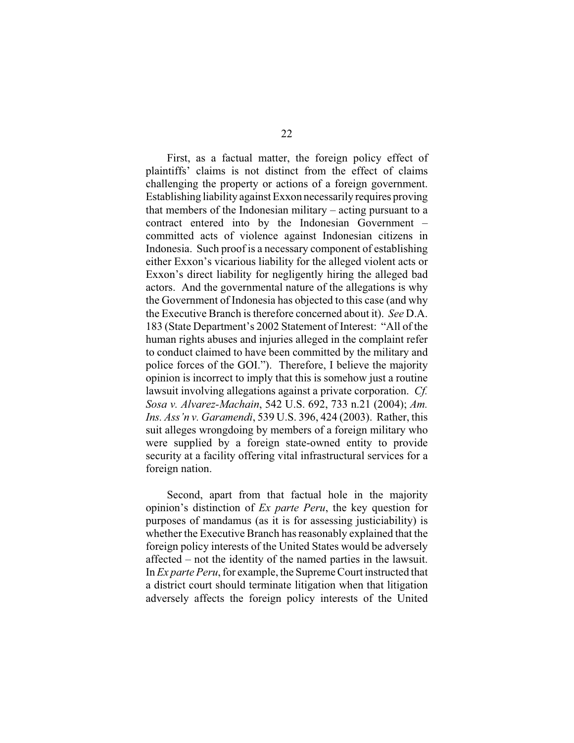First, as a factual matter, the foreign policy effect of plaintiffs' claims is not distinct from the effect of claims challenging the property or actions of a foreign government. Establishing liability against Exxon necessarily requires proving that members of the Indonesian military – acting pursuant to a contract entered into by the Indonesian Government – committed acts of violence against Indonesian citizens in Indonesia. Such proof is a necessary component of establishing either Exxon's vicarious liability for the alleged violent acts or Exxon's direct liability for negligently hiring the alleged bad actors. And the governmental nature of the allegations is why the Government of Indonesia has objected to this case (and why the Executive Branch is therefore concerned about it). *See* D.A. 183 (State Department's 2002 Statement of Interest: "All of the human rights abuses and injuries alleged in the complaint refer to conduct claimed to have been committed by the military and police forces of the GOI."). Therefore, I believe the majority opinion is incorrect to imply that this is somehow just a routine lawsuit involving allegations against a private corporation. *Cf. Sosa v. Alvarez-Machain*, 542 U.S. 692, 733 n.21 (2004); *Am. Ins. Ass'n v. Garamendi*, 539 U.S. 396, 424 (2003). Rather, this suit alleges wrongdoing by members of a foreign military who were supplied by a foreign state-owned entity to provide security at a facility offering vital infrastructural services for a foreign nation.

Second, apart from that factual hole in the majority opinion's distinction of *Ex parte Peru*, the key question for purposes of mandamus (as it is for assessing justiciability) is whether the Executive Branch has reasonably explained that the foreign policy interests of the United States would be adversely affected – not the identity of the named parties in the lawsuit. In *Ex parte Peru*, for example, the Supreme Court instructed that a district court should terminate litigation when that litigation adversely affects the foreign policy interests of the United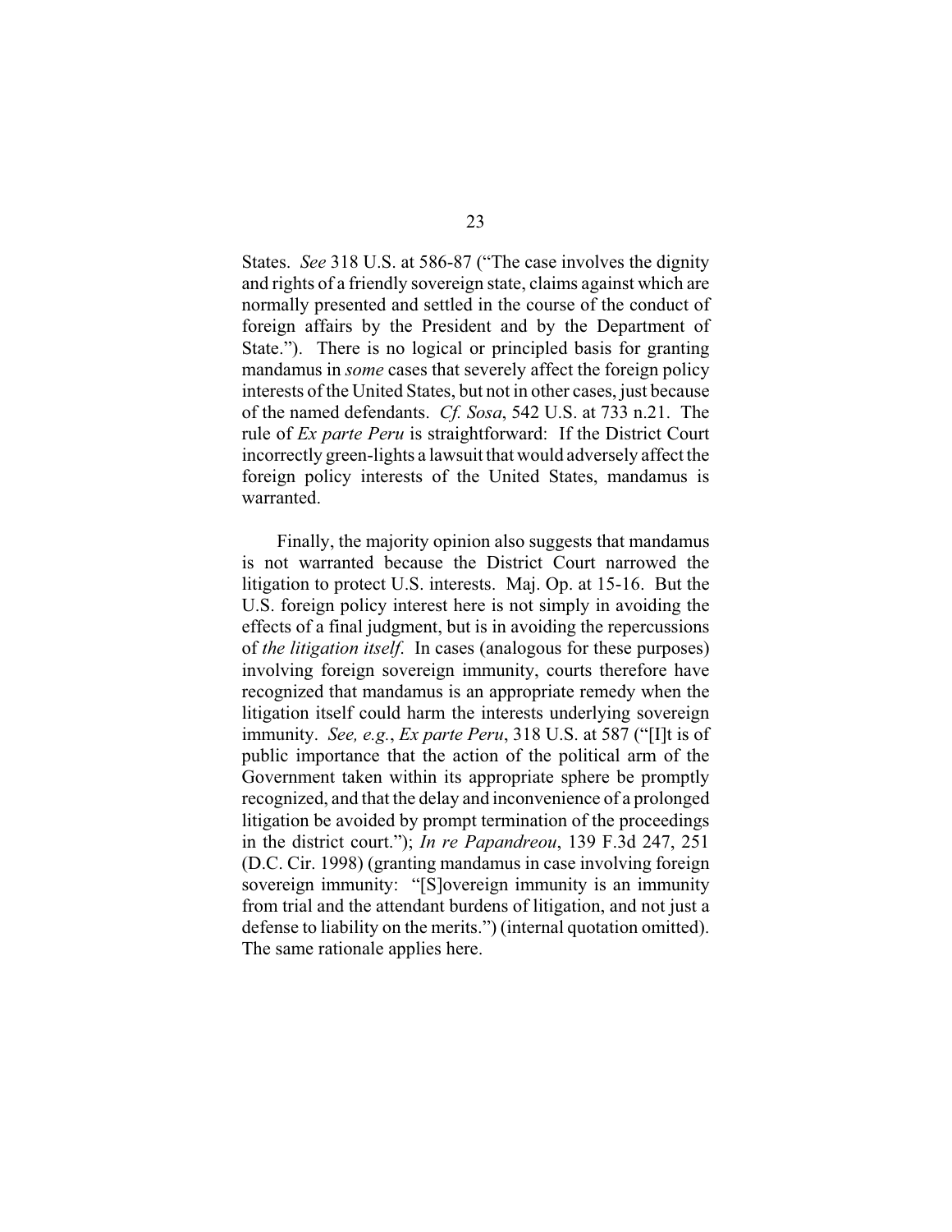States. *See* 318 U.S. at 586-87 ("The case involves the dignity and rights of a friendly sovereign state, claims against which are normally presented and settled in the course of the conduct of foreign affairs by the President and by the Department of State."). There is no logical or principled basis for granting mandamus in *some* cases that severely affect the foreign policy interests of the United States, but not in other cases, just because of the named defendants. *Cf. Sosa*, 542 U.S. at 733 n.21. The rule of *Ex parte Peru* is straightforward: If the District Court incorrectly green-lights a lawsuit that would adversely affect the foreign policy interests of the United States, mandamus is warranted.

Finally, the majority opinion also suggests that mandamus is not warranted because the District Court narrowed the litigation to protect U.S. interests. Maj. Op. at 15-16. But the U.S. foreign policy interest here is not simply in avoiding the effects of a final judgment, but is in avoiding the repercussions of *the litigation itself*. In cases (analogous for these purposes) involving foreign sovereign immunity, courts therefore have recognized that mandamus is an appropriate remedy when the litigation itself could harm the interests underlying sovereign immunity. *See, e.g.*, *Ex parte Peru*, 318 U.S. at 587 ("[I]t is of public importance that the action of the political arm of the Government taken within its appropriate sphere be promptly recognized, and that the delay and inconvenience of a prolonged litigation be avoided by prompt termination of the proceedings in the district court."); *In re Papandreou*, 139 F.3d 247, 251 (D.C. Cir. 1998) (granting mandamus in case involving foreign sovereign immunity: "[S]overeign immunity is an immunity from trial and the attendant burdens of litigation, and not just a defense to liability on the merits.") (internal quotation omitted). The same rationale applies here.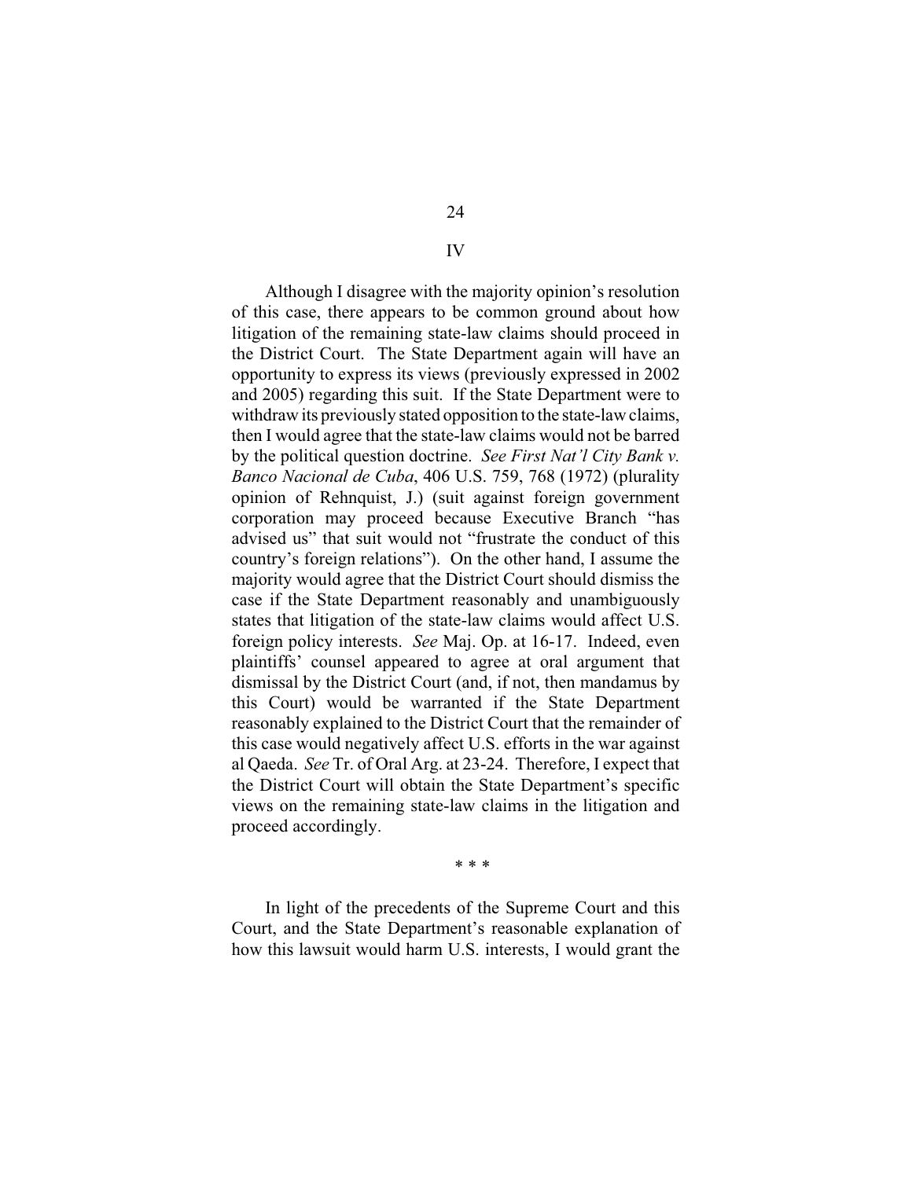## IV

Although I disagree with the majority opinion's resolution of this case, there appears to be common ground about how litigation of the remaining state-law claims should proceed in the District Court. The State Department again will have an opportunity to express its views (previously expressed in 2002 and 2005) regarding this suit. If the State Department were to withdraw its previously stated opposition to the state-law claims, then I would agree that the state-law claims would not be barred by the political question doctrine. *See First Nat'l City Bank v. Banco Nacional de Cuba*, 406 U.S. 759, 768 (1972) (plurality opinion of Rehnquist, J.) (suit against foreign government corporation may proceed because Executive Branch "has advised us" that suit would not "frustrate the conduct of this country's foreign relations"). On the other hand, I assume the majority would agree that the District Court should dismiss the case if the State Department reasonably and unambiguously states that litigation of the state-law claims would affect U.S. foreign policy interests. *See* Maj. Op. at 16-17. Indeed, even plaintiffs' counsel appeared to agree at oral argument that dismissal by the District Court (and, if not, then mandamus by this Court) would be warranted if the State Department reasonably explained to the District Court that the remainder of this case would negatively affect U.S. efforts in the war against al Qaeda. *See* Tr. of Oral Arg. at 23-24. Therefore, I expect that the District Court will obtain the State Department's specific views on the remaining state-law claims in the litigation and proceed accordingly.

\* \* \*

In light of the precedents of the Supreme Court and this Court, and the State Department's reasonable explanation of how this lawsuit would harm U.S. interests, I would grant the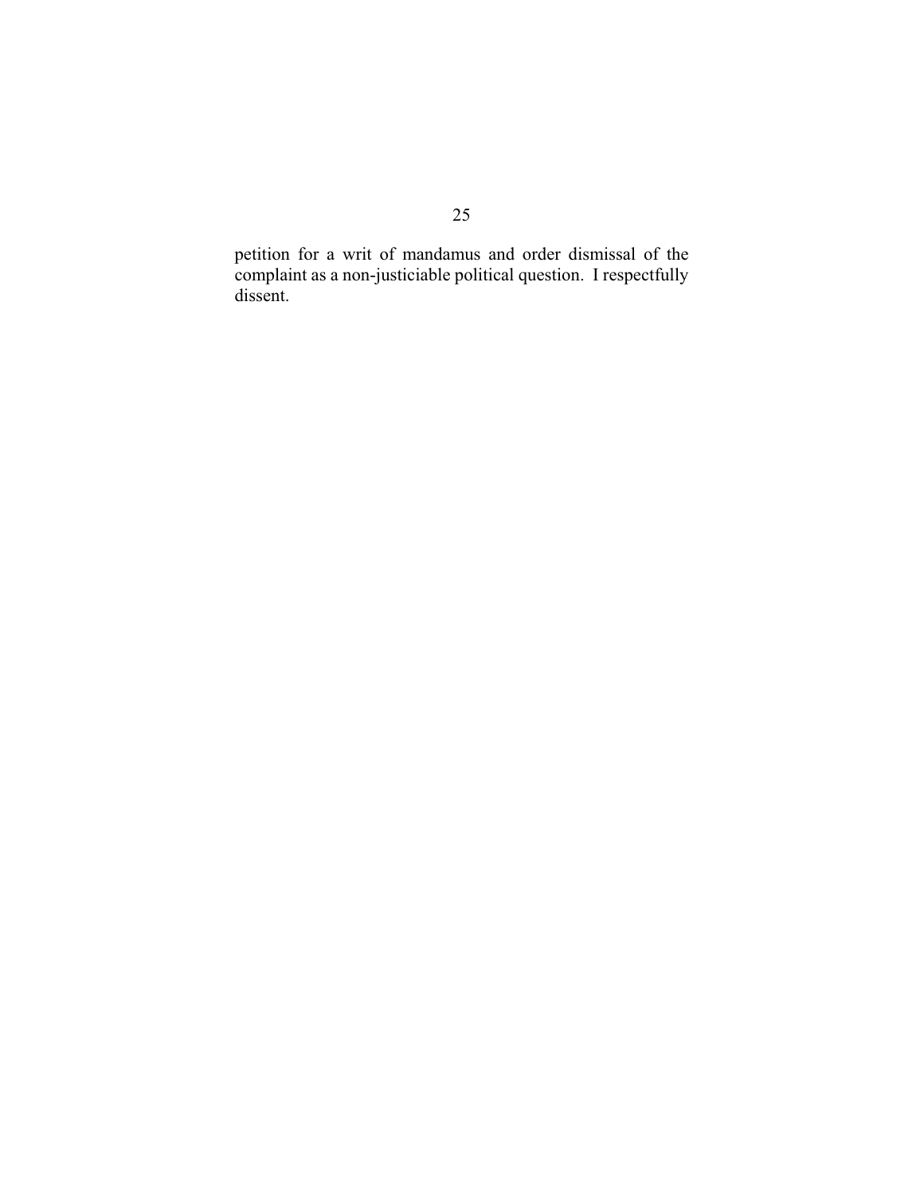petition for a writ of mandamus and order dismissal of the complaint as a non-justiciable political question. I respectfully dissent.